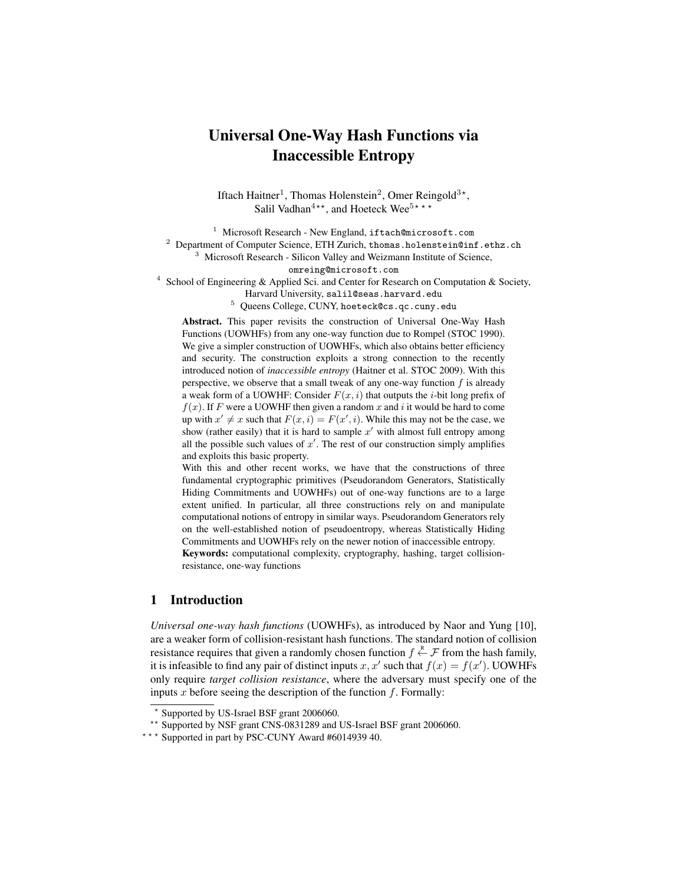# Universal One-Way Hash Functions via Inaccessible Entropy

Iftach Haitner[1], Thomas Holenstein[2], Omer Reingold[3⋆], Salil Vadhan[4⋆⋆], and Hoeteck Wee[5⋆⋆⋆]

[1] Microsoft Research - New England, iftach@microsoft.com
[2] Department of Computer Science, ETH Zurich, thomas.holenstein@inf.ethz.ch
[3] Microsoft Research - Silicon Valley and Weizmann Institute of Science, omreing@microsoft.com
[4] School of Engineering & Applied Sci. and Center for Research on Computation & Society, Harvard University, salil@seas.harvard.edu
[5] Queens College, CUNY, hoeteck@cs.qc.cuny.edu

**Abstract.** This paper revisits the construction of Universal One-Way Hash Functions (UOWHFs) from any one-way function due to Rompel (STOC 1990). We give a simpler construction of UOWHFs, which also obtains better efficiency and security. The construction exploits a strong connection to the recently introduced notion of *inaccessible entropy* (Haitner et al. STOC 2009). With this perspective, we observe that a small tweak of any one-way function $f$ is already a weak form of a UOWHF: Consider $F(x, i)$ that outputs the $i$-bit long prefix of $f(x)$. If $F$ were a UOWHF then given a random $x$ and $i$ it would be hard to come up with $x' \neq x$ such that $F(x, i) = F(x', i)$. While this may not be the case, we show (rather easily) that it is hard to sample $x'$ with almost full entropy among all the possible such values of $x'$. The rest of our construction simply amplifies and exploits this basic property.

With this and other recent works, we have that the constructions of three fundamental cryptographic primitives (Pseudorandom Generators, Statistically Hiding Commitments and UOWHFs) out of one-way functions are to a large extent unified. In particular, all three constructions rely on and manipulate computational notions of entropy in similar ways. Pseudorandom Generators rely on the well-established notion of pseudoentropy, whereas Statistically Hiding Commitments and UOWHFs rely on the newer notion of inaccessible entropy.

**Keywords:** computational complexity, cryptography, hashing, target collision-resistance, one-way functions

## 1 Introduction

*Universal one-way hash functions* (UOWHFs), as introduced by Naor and Yung [10], are a weaker form of collision-resistant hash functions. The standard notion of collision resistance requires that given a randomly chosen function $f \stackrel{R}{\leftarrow} \mathcal{F}$ from the hash family, it is infeasible to find any pair of distinct inputs $x, x'$ such that $f(x) = f(x')$. UOWHFs only require *target collision resistance*, where the adversary must specify one of the inputs $x$ before seeing the description of the function $f$. Formally:

⋆ Supported by US-Israel BSF grant 2006060.

⋆⋆ Supported by NSF grant CNS-0831289 and US-Israel BSF grant 2006060.

⋆⋆⋆ Supported in part by PSC-CUNY Award #6014939 40.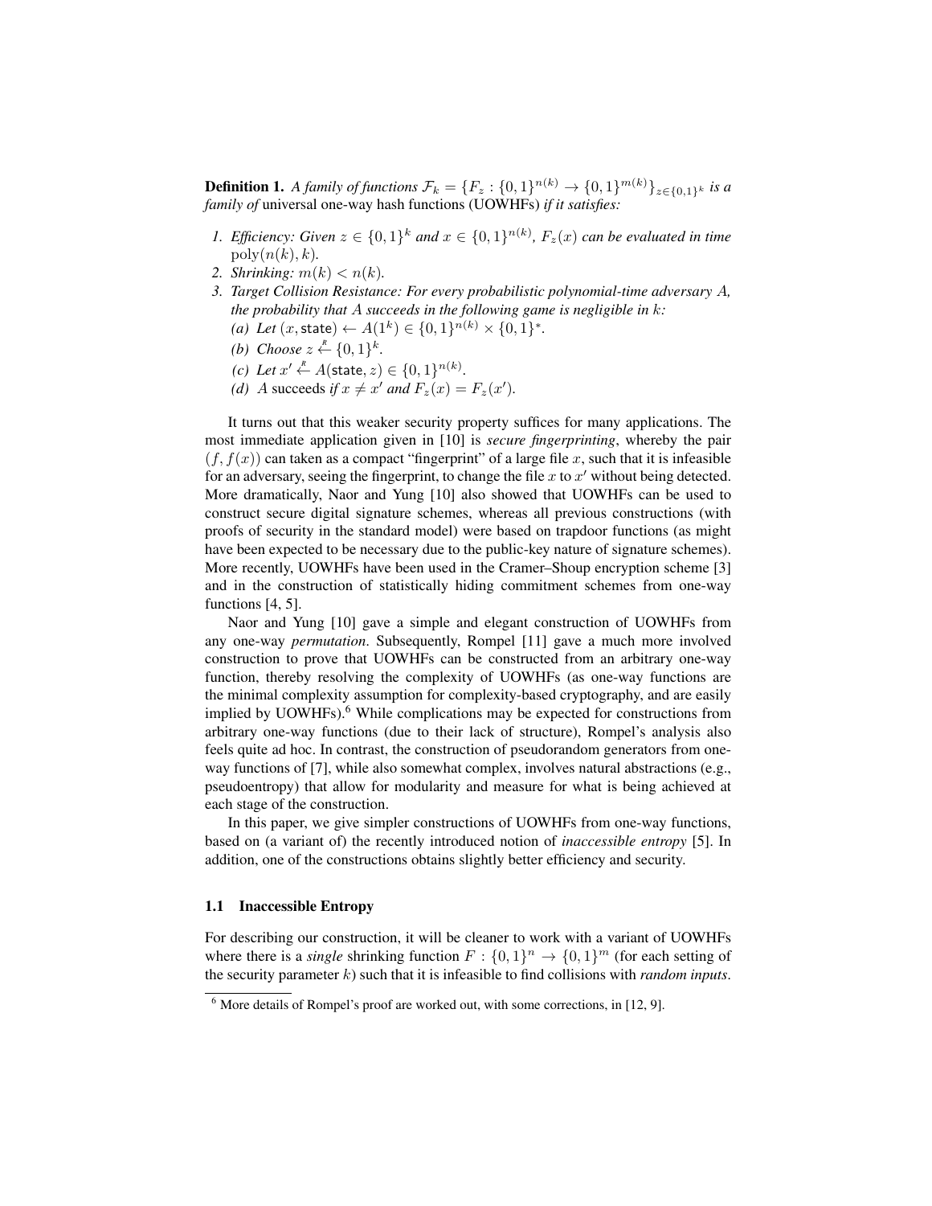**Definition 1.** *A family of functions $\mathcal{F}_k = \{F_z : \{0,1\}^{n(k)} \to \{0,1\}^{m(k)}\}_{z \in \{0,1\}^k}$ is a family of* universal one-way hash functions (UOWHFs) *if it satisfies:*

1. *Efficiency: Given $z \in \{0,1\}^k$ and $x \in \{0,1\}^{n(k)}$, $F_z(x)$ can be evaluated in time $\mathrm{poly}(n(k), k)$.*
2. *Shrinking: $m(k) < n(k)$.*
3. *Target Collision Resistance: For every probabilistic polynomial-time adversary $A$, the probability that $A$ succeeds in the following game is negligible in $k$:*
   *(a) Let $(x, \mathsf{state}) \leftarrow A(1^k) \in \{0,1\}^{n(k)} \times \{0,1\}^*$.*
   *(b) Choose $z \stackrel{R}{\leftarrow} \{0,1\}^k$.*
   *(c) Let $x' \stackrel{R}{\leftarrow} A(\mathsf{state}, z) \in \{0,1\}^{n(k)}$.*
   *(d) $A$ succeeds if $x \neq x'$ and $F_z(x) = F_z(x')$.*

It turns out that this weaker security property suffices for many applications. The most immediate application given in [10] is *secure fingerprinting*, whereby the pair $(f, f(x))$ can taken as a compact "fingerprint" of a large file $x$, such that it is infeasible for an adversary, seeing the fingerprint, to change the file $x$ to $x'$ without being detected. More dramatically, Naor and Yung [10] also showed that UOWHFs can be used to construct secure digital signature schemes, whereas all previous constructions (with proofs of security in the standard model) were based on trapdoor functions (as might have been expected to be necessary due to the public-key nature of signature schemes). More recently, UOWHFs have been used in the Cramer–Shoup encryption scheme [3] and in the construction of statistically hiding commitment schemes from one-way functions [4, 5].

Naor and Yung [10] gave a simple and elegant construction of UOWHFs from any one-way *permutation*. Subsequently, Rompel [11] gave a much more involved construction to prove that UOWHFs can be constructed from an arbitrary one-way function, thereby resolving the complexity of UOWHFs (as one-way functions are the minimal complexity assumption for complexity-based cryptography, and are easily implied by UOWHFs).[6] While complications may be expected for constructions from arbitrary one-way functions (due to their lack of structure), Rompel's analysis also feels quite ad hoc. In contrast, the construction of pseudorandom generators from one-way functions of [7], while also somewhat complex, involves natural abstractions (e.g., pseudoentropy) that allow for modularity and measure for what is being achieved at each stage of the construction.

In this paper, we give simpler constructions of UOWHFs from one-way functions, based on (a variant of) the recently introduced notion of *inaccessible entropy* [5]. In addition, one of the constructions obtains slightly better efficiency and security.

### 1.1 Inaccessible Entropy

For describing our construction, it will be cleaner to work with a variant of UOWHFs where there is a *single* shrinking function $F : \{0,1\}^n \to \{0,1\}^m$ (for each setting of the security parameter $k$) such that it is infeasible to find collisions with *random inputs*.

[6] More details of Rompel's proof are worked out, with some corrections, in [12, 9].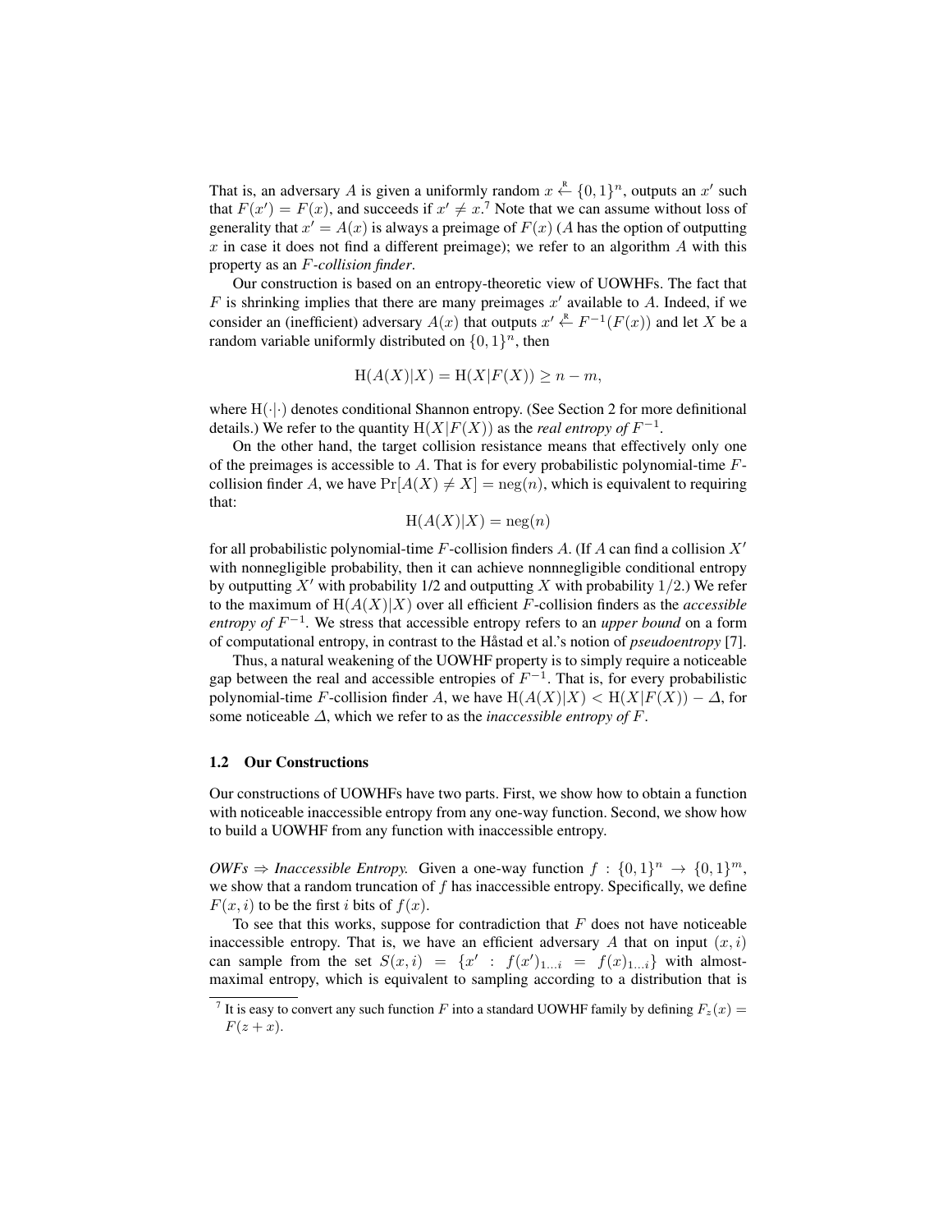That is, an adversary $A$ is given a uniformly random $x \overset{\text{R}}{\leftarrow} \{0,1\}^n$, outputs an $x'$ such that $F(x') = F(x)$, and succeeds if $x' \neq x$.[7] Note that we can assume without loss of generality that $x' = A(x)$ is always a preimage of $F(x)$ ($A$ has the option of outputting $x$ in case it does not find a different preimage); we refer to an algorithm $A$ with this property as an *$F$-collision finder*.

Our construction is based on an entropy-theoretic view of UOWHFs. The fact that $F$ is shrinking implies that there are many preimages $x'$ available to $A$. Indeed, if we consider an (inefficient) adversary $A(x)$ that outputs $x' \overset{\text{R}}{\leftarrow} F^{-1}(F(x))$ and let $X$ be a random variable uniformly distributed on $\{0,1\}^n$, then

$$\mathrm{H}(A(X)|X) = \mathrm{H}(X|F(X)) \geq n - m,$$

where $\mathrm{H}(\cdot|\cdot)$ denotes conditional Shannon entropy. (See Section 2 for more definitional details.) We refer to the quantity $\mathrm{H}(X|F(X))$ as the *real entropy of $F^{-1}$*.

On the other hand, the target collision resistance means that effectively only one of the preimages is accessible to $A$. That is for every probabilistic polynomial-time $F$-collision finder $A$, we have $\Pr[A(X) \neq X] = \mathrm{neg}(n)$, which is equivalent to requiring that:

$$\mathrm{H}(A(X)|X) = \mathrm{neg}(n)$$

for all probabilistic polynomial-time $F$-collision finders $A$. (If $A$ can find a collision $X'$ with nonnegligible probability, then it can achieve nonnnegligible conditional entropy by outputting $X'$ with probability 1/2 and outputting $X$ with probability $1/2$.) We refer to the maximum of $\mathrm{H}(A(X)|X)$ over all efficient $F$-collision finders as the *accessible entropy of $F^{-1}$*. We stress that accessible entropy refers to an *upper bound* on a form of computational entropy, in contrast to the Håstad et al.'s notion of *pseudoentropy* [7].

Thus, a natural weakening of the UOWHF property is to simply require a noticeable gap between the real and accessible entropies of $F^{-1}$. That is, for every probabilistic polynomial-time $F$-collision finder $A$, we have $\mathrm{H}(A(X)|X) < \mathrm{H}(X|F(X)) - \Delta$, for some noticeable $\Delta$, which we refer to as the *inaccessible entropy of $F$*.

## 1.2 Our Constructions

Our constructions of UOWHFs have two parts. First, we show how to obtain a function with noticeable inaccessible entropy from any one-way function. Second, we show how to build a UOWHF from any function with inaccessible entropy.

*OWFs $\Rightarrow$ Inaccessible Entropy.* Given a one-way function $f : \{0,1\}^n \to \{0,1\}^m$, we show that a random truncation of $f$ has inaccessible entropy. Specifically, we define $F(x,i)$ to be the first $i$ bits of $f(x)$.

To see that this works, suppose for contradiction that $F$ does not have noticeable inaccessible entropy. That is, we have an efficient adversary $A$ that on input $(x,i)$ can sample from the set $S(x,i) = \{x' : f(x')_{1\ldots i} = f(x)_{1\ldots i}\}$ with almost-maximal entropy, which is equivalent to sampling according to a distribution that is

[7] It is easy to convert any such function $F$ into a standard UOWHF family by defining $F_z(x) = F(z+x)$.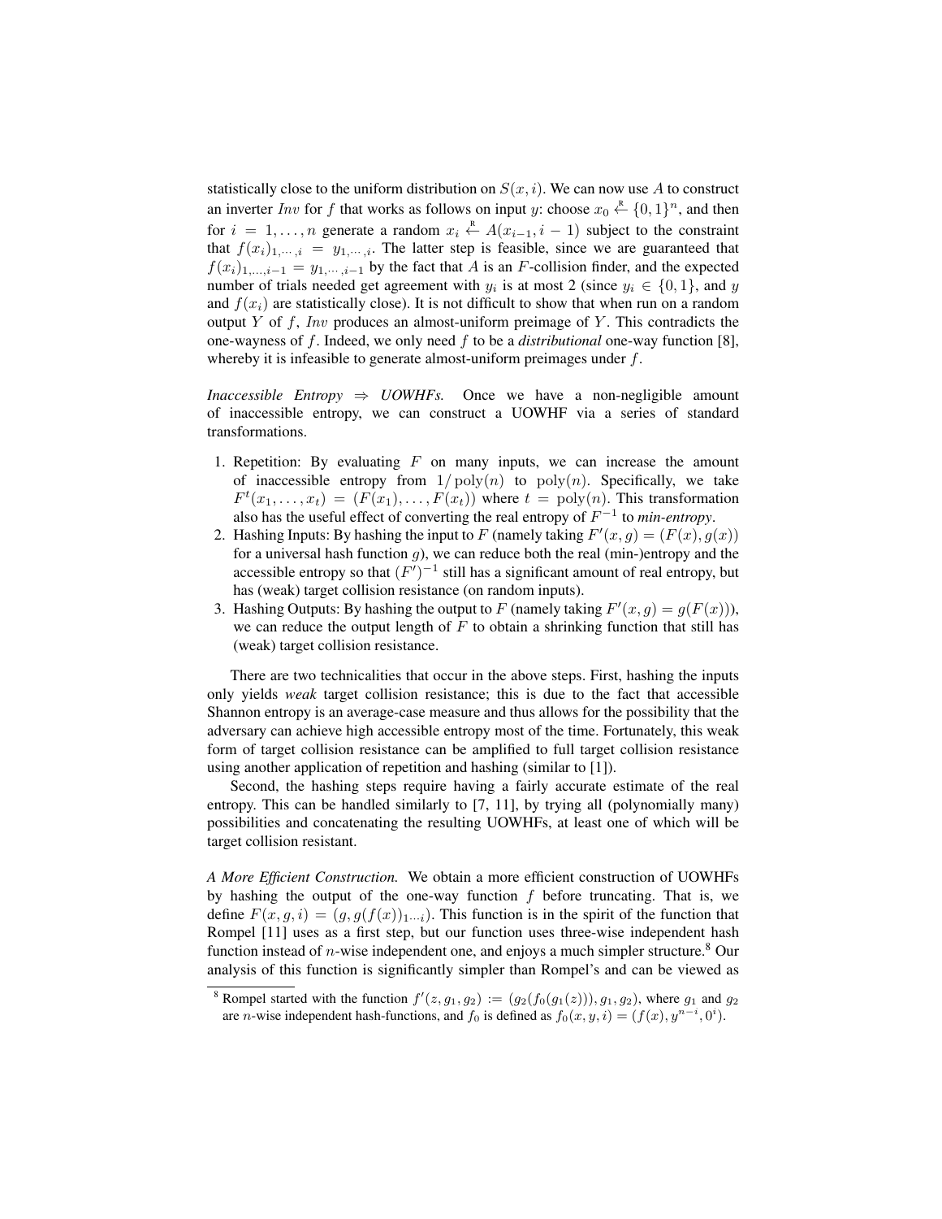statistically close to the uniform distribution on $S(x, i)$. We can now use $A$ to construct an inverter $Inv$ for $f$ that works as follows on input $y$: choose $x_0 \stackrel{R}{\leftarrow} \{0,1\}^n$, and then for $i = 1, \ldots, n$ generate a random $x_i \stackrel{R}{\leftarrow} A(x_{i-1}, i-1)$ subject to the constraint that $f(x_i)_{1,\cdots,i} = y_{1,\cdots,i}$. The latter step is feasible, since we are guaranteed that $f(x_i)_{1,\ldots,i-1} = y_{1,\cdots,i-1}$ by the fact that $A$ is an $F$-collision finder, and the expected number of trials needed get agreement with $y_i$ is at most 2 (since $y_i \in \{0,1\}$, and $y$ and $f(x_i)$ are statistically close). It is not difficult to show that when run on a random output $Y$ of $f$, $Inv$ produces an almost-uniform preimage of $Y$. This contradicts the one-wayness of $f$. Indeed, we only need $f$ to be a *distributional* one-way function [8], whereby it is infeasible to generate almost-uniform preimages under $f$.

*Inaccessible Entropy $\Rightarrow$ UOWHFs.* Once we have a non-negligible amount of inaccessible entropy, we can construct a UOWHF via a series of standard transformations.

1. Repetition: By evaluating $F$ on many inputs, we can increase the amount of inaccessible entropy from $1/\operatorname{poly}(n)$ to $\operatorname{poly}(n)$. Specifically, we take $F^t(x_1, \ldots, x_t) = (F(x_1), \ldots, F(x_t))$ where $t = \operatorname{poly}(n)$. This transformation also has the useful effect of converting the real entropy of $F^{-1}$ to *min-entropy*.
2. Hashing Inputs: By hashing the input to $F$ (namely taking $F'(x, g) = (F(x), g(x))$ for a universal hash function $g$), we can reduce both the real (min-)entropy and the accessible entropy so that $(F')^{-1}$ still has a significant amount of real entropy, but has (weak) target collision resistance (on random inputs).
3. Hashing Outputs: By hashing the output to $F$ (namely taking $F'(x, g) = g(F(x))$), we can reduce the output length of $F$ to obtain a shrinking function that still has (weak) target collision resistance.

There are two technicalities that occur in the above steps. First, hashing the inputs only yields *weak* target collision resistance; this is due to the fact that accessible Shannon entropy is an average-case measure and thus allows for the possibility that the adversary can achieve high accessible entropy most of the time. Fortunately, this weak form of target collision resistance can be amplified to full target collision resistance using another application of repetition and hashing (similar to [1]).

Second, the hashing steps require having a fairly accurate estimate of the real entropy. This can be handled similarly to [7, 11], by trying all (polynomially many) possibilities and concatenating the resulting UOWHFs, at least one of which will be target collision resistant.

*A More Efficient Construction.* We obtain a more efficient construction of UOWHFs by hashing the output of the one-way function $f$ before truncating. That is, we define $F(x, g, i) = (g, g(f(x))_{1\cdots i})$. This function is in the spirit of the function that Rompel [11] uses as a first step, but our function uses three-wise independent hash function instead of $n$-wise independent one, and enjoys a much simpler structure.[8] Our analysis of this function is significantly simpler than Rompel's and can be viewed as

[8] Rompel started with the function $f'(z, g_1, g_2) := (g_2(f_0(g_1(z))), g_1, g_2)$, where $g_1$ and $g_2$ are $n$-wise independent hash-functions, and $f_0$ is defined as $f_0(x, y, i) = (f(x), y^{n-i}, 0^i)$.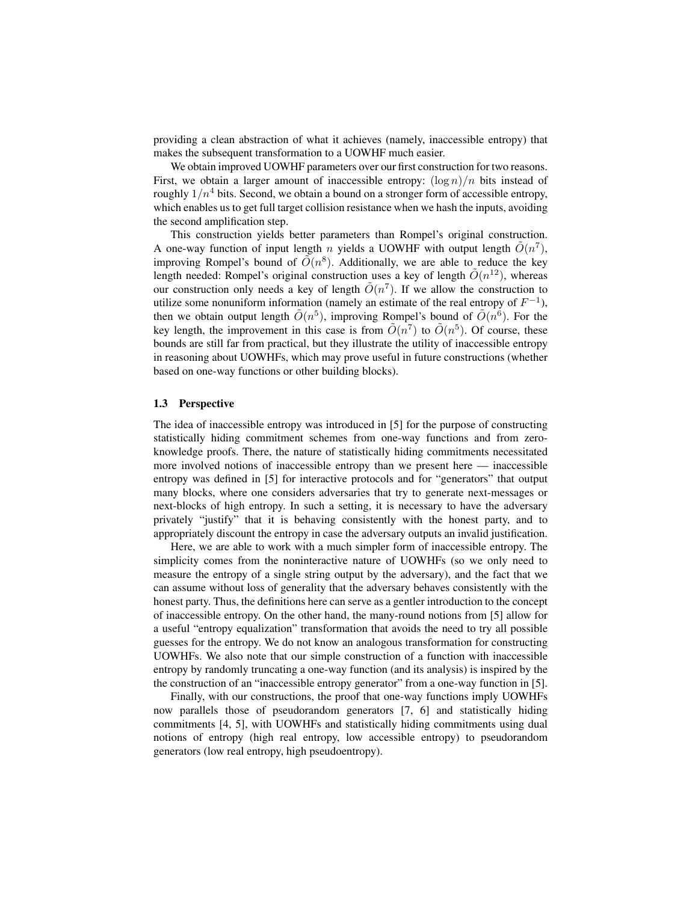providing a clean abstraction of what it achieves (namely, inaccessible entropy) that makes the subsequent transformation to a UOWHF much easier.

We obtain improved UOWHF parameters over our first construction for two reasons. First, we obtain a larger amount of inaccessible entropy: $(\log n)/n$ bits instead of roughly $1/n^4$ bits. Second, we obtain a bound on a stronger form of accessible entropy, which enables us to get full target collision resistance when we hash the inputs, avoiding the second amplification step.

This construction yields better parameters than Rompel's original construction. A one-way function of input length $n$ yields a UOWHF with output length $\tilde{O}(n^7)$, improving Rompel's bound of $\tilde{O}(n^8)$. Additionally, we are able to reduce the key length needed: Rompel's original construction uses a key of length $\tilde{O}(n^{12})$, whereas our construction only needs a key of length $\tilde{O}(n^7)$. If we allow the construction to utilize some nonuniform information (namely an estimate of the real entropy of $F^{-1}$), then we obtain output length $\tilde{O}(n^5)$, improving Rompel's bound of $\tilde{O}(n^6)$. For the key length, the improvement in this case is from $\tilde{O}(n^7)$ to $\tilde{O}(n^5)$. Of course, these bounds are still far from practical, but they illustrate the utility of inaccessible entropy in reasoning about UOWHFs, which may prove useful in future constructions (whether based on one-way functions or other building blocks).

### 1.3 Perspective

The idea of inaccessible entropy was introduced in [5] for the purpose of constructing statistically hiding commitment schemes from one-way functions and from zero-knowledge proofs. There, the nature of statistically hiding commitments necessitated more involved notions of inaccessible entropy than we present here — inaccessible entropy was defined in [5] for interactive protocols and for "generators" that output many blocks, where one considers adversaries that try to generate next-messages or next-blocks of high entropy. In such a setting, it is necessary to have the adversary privately "justify" that it is behaving consistently with the honest party, and to appropriately discount the entropy in case the adversary outputs an invalid justification.

Here, we are able to work with a much simpler form of inaccessible entropy. The simplicity comes from the noninteractive nature of UOWHFs (so we only need to measure the entropy of a single string output by the adversary), and the fact that we can assume without loss of generality that the adversary behaves consistently with the honest party. Thus, the definitions here can serve as a gentler introduction to the concept of inaccessible entropy. On the other hand, the many-round notions from [5] allow for a useful "entropy equalization" transformation that avoids the need to try all possible guesses for the entropy. We do not know an analogous transformation for constructing UOWHFs. We also note that our simple construction of a function with inaccessible entropy by randomly truncating a one-way function (and its analysis) is inspired by the the construction of an "inaccessible entropy generator" from a one-way function in [5].

Finally, with our constructions, the proof that one-way functions imply UOWHFs now parallels those of pseudorandom generators [7, 6] and statistically hiding commitments [4, 5], with UOWHFs and statistically hiding commitments using dual notions of entropy (high real entropy, low accessible entropy) to pseudorandom generators (low real entropy, high pseudoentropy).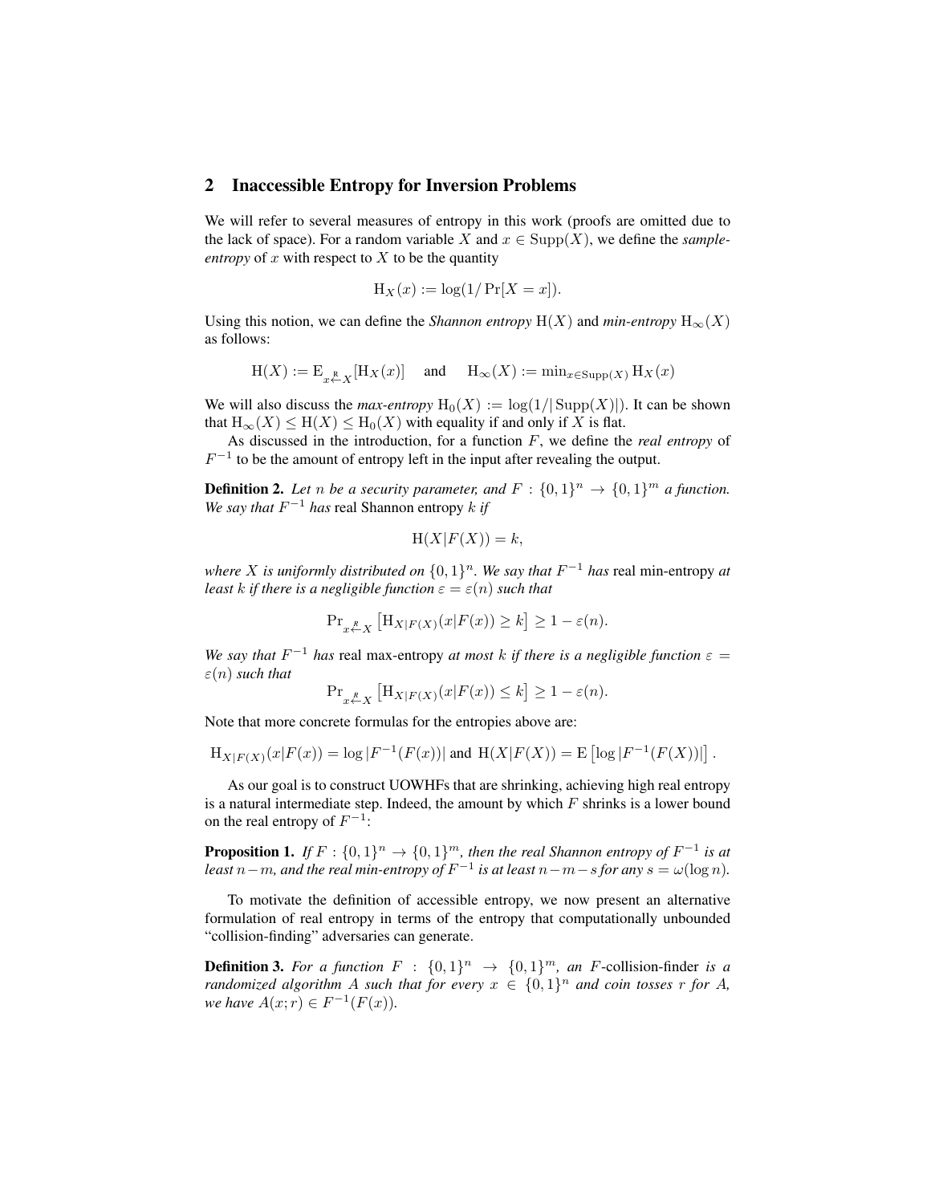## 2 Inaccessible Entropy for Inversion Problems

We will refer to several measures of entropy in this work (proofs are omitted due to the lack of space). For a random variable $X$ and $x \in \mathrm{Supp}(X)$, we define the *sample-entropy* of $x$ with respect to $X$ to be the quantity

$$\mathrm{H}_X(x) := \log(1/\Pr[X = x]).$$

Using this notion, we can define the *Shannon entropy* $\mathrm{H}(X)$ and *min-entropy* $\mathrm{H}_\infty(X)$ as follows:

$$\mathrm{H}(X) := \mathrm{E}_{x \stackrel{R}{\leftarrow} X}[\mathrm{H}_X(x)] \quad \text{and} \quad \mathrm{H}_\infty(X) := \min_{x \in \mathrm{Supp}(X)} \mathrm{H}_X(x)$$

We will also discuss the *max-entropy* $\mathrm{H}_0(X) := \log(1/|\mathrm{Supp}(X)|)$. It can be shown that $\mathrm{H}_\infty(X) \leq \mathrm{H}(X) \leq \mathrm{H}_0(X)$ with equality if and only if $X$ is flat.

As discussed in the introduction, for a function $F$, we define the *real entropy* of $F^{-1}$ to be the amount of entropy left in the input after revealing the output.

**Definition 2.** *Let $n$ be a security parameter, and $F : \{0,1\}^n \to \{0,1\}^m$ a function. We say that $F^{-1}$ has* real Shannon entropy *$k$ if*

$$\mathrm{H}(X|F(X)) = k,$$

*where $X$ is uniformly distributed on $\{0,1\}^n$. We say that $F^{-1}$ has* real min-entropy *at least $k$ if there is a negligible function $\varepsilon = \varepsilon(n)$ such that*

$$\Pr_{x \stackrel{R}{\leftarrow} X}\left[\mathrm{H}_{X|F(X)}(x|F(x)) \geq k\right] \geq 1 - \varepsilon(n).$$

*We say that $F^{-1}$ has* real max-entropy *at most $k$ if there is a negligible function $\varepsilon = \varepsilon(n)$ such that*

$$\Pr_{x \stackrel{R}{\leftarrow} X}\left[\mathrm{H}_{X|F(X)}(x|F(x)) \leq k\right] \geq 1 - \varepsilon(n).$$

Note that more concrete formulas for the entropies above are:

$$\mathrm{H}_{X|F(X)}(x|F(x)) = \log|F^{-1}(F(x))| \text{ and } \mathrm{H}(X|F(X)) = \mathrm{E}\left[\log|F^{-1}(F(X))|\right].$$

As our goal is to construct UOWHFs that are shrinking, achieving high real entropy is a natural intermediate step. Indeed, the amount by which $F$ shrinks is a lower bound on the real entropy of $F^{-1}$:

**Proposition 1.** *If $F : \{0,1\}^n \to \{0,1\}^m$, then the real Shannon entropy of $F^{-1}$ is at least $n - m$, and the real min-entropy of $F^{-1}$ is at least $n - m - s$ for any $s = \omega(\log n)$.*

To motivate the definition of accessible entropy, we now present an alternative formulation of real entropy in terms of the entropy that computationally unbounded "collision-finding" adversaries can generate.

**Definition 3.** *For a function $F : \{0,1\}^n \to \{0,1\}^m$, an $F$-collision-finder is a randomized algorithm $A$ such that for every $x \in \{0,1\}^n$ and coin tosses $r$ for $A$, we have $A(x; r) \in F^{-1}(F(x))$.*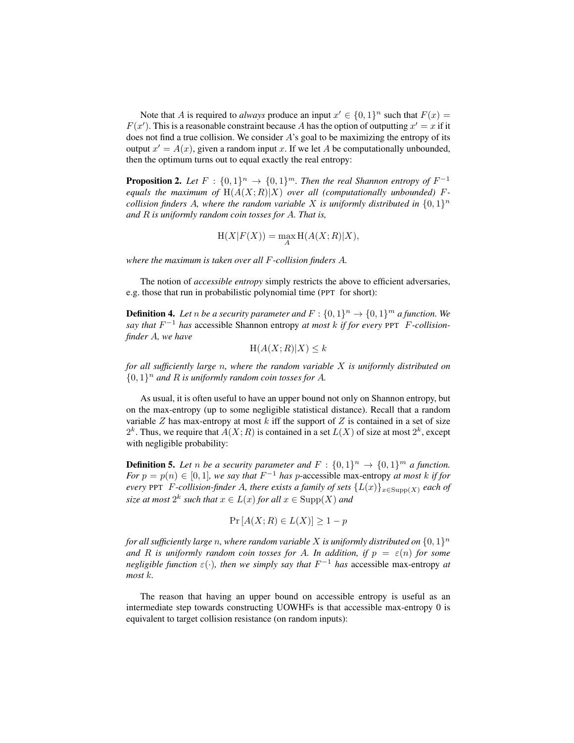Note that $A$ is required to *always* produce an input $x' \in \{0,1\}^n$ such that $F(x) = F(x')$. This is a reasonable constraint because $A$ has the option of outputting $x' = x$ if it does not find a true collision. We consider $A$'s goal to be maximizing the entropy of its output $x' = A(x)$, given a random input $x$. If we let $A$ be computationally unbounded, then the optimum turns out to equal exactly the real entropy:

**Proposition 2.** *Let $F : \{0,1\}^n \to \{0,1\}^m$. Then the real Shannon entropy of $F^{-1}$ equals the maximum of $\mathrm{H}(A(X;R)|X)$ over all (computationally unbounded) $F$-collision finders $A$, where the random variable $X$ is uniformly distributed in $\{0,1\}^n$ and $R$ is uniformly random coin tosses for $A$. That is,*

$$\mathrm{H}(X|F(X)) = \max_A \mathrm{H}(A(X;R)|X),$$

*where the maximum is taken over all $F$-collision finders $A$.*

The notion of *accessible entropy* simply restricts the above to efficient adversaries, e.g. those that run in probabilistic polynomial time (PPT for short):

**Definition 4.** *Let $n$ be a security parameter and $F : \{0,1\}^n \to \{0,1\}^m$ a function. We say that $F^{-1}$ has* accessible Shannon entropy *at most $k$ if for every PPT $F$-collision-finder $A$, we have*

$$\mathrm{H}(A(X;R)|X) \leq k$$

*for all sufficiently large $n$, where the random variable $X$ is uniformly distributed on $\{0,1\}^n$ and $R$ is uniformly random coin tosses for $A$.*

As usual, it is often useful to have an upper bound not only on Shannon entropy, but on the max-entropy (up to some negligible statistical distance). Recall that a random variable $Z$ has max-entropy at most $k$ iff the support of $Z$ is contained in a set of size $2^k$. Thus, we require that $A(X;R)$ is contained in a set $L(X)$ of size at most $2^k$, except with negligible probability:

**Definition 5.** *Let $n$ be a security parameter and $F : \{0,1\}^n \to \{0,1\}^m$ a function. For $p = p(n) \in [0,1]$, we say that $F^{-1}$ has $p$-*accessible max-entropy *at most $k$ if for every PPT $F$-collision-finder $A$, there exists a family of sets $\{L(x)\}_{x \in \mathrm{Supp}(X)}$ each of size at most $2^k$ such that $x \in L(x)$ for all $x \in \mathrm{Supp}(X)$ and*

$$\Pr\left[A(X;R) \in L(X)\right] \geq 1 - p$$

*for all sufficiently large $n$, where random variable $X$ is uniformly distributed on $\{0,1\}^n$ and $R$ is uniformly random coin tosses for $A$. In addition, if $p = \varepsilon(n)$ for some negligible function $\varepsilon(\cdot)$, then we simply say that $F^{-1}$ has* accessible max-entropy *at most $k$.*

The reason that having an upper bound on accessible entropy is useful as an intermediate step towards constructing UOWHFs is that accessible max-entropy 0 is equivalent to target collision resistance (on random inputs):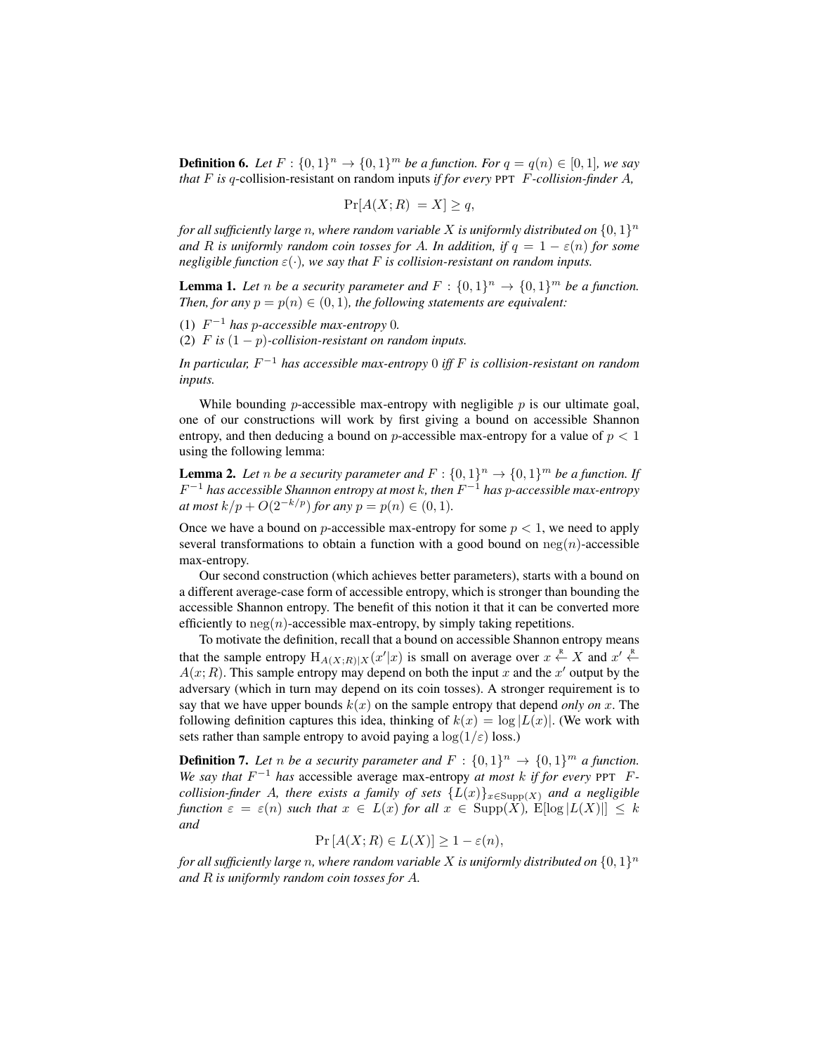**Definition 6.** *Let $F : \{0,1\}^n \to \{0,1\}^m$ be a function. For $q = q(n) \in [0,1]$, we say that $F$ is $q$-*collision-resistant on random inputs *if for every* PPT *$F$-collision-finder $A$,*

$$\Pr[A(X;R) = X] \geq q,$$

*for all sufficiently large $n$, where random variable $X$ is uniformly distributed on $\{0,1\}^n$ and $R$ is uniformly random coin tosses for $A$. In addition, if $q = 1 - \varepsilon(n)$ for some negligible function $\varepsilon(\cdot)$, we say that $F$ is collision-resistant on random inputs.*

**Lemma 1.** *Let $n$ be a security parameter and $F : \{0,1\}^n \to \{0,1\}^m$ be a function. Then, for any $p = p(n) \in (0,1)$, the following statements are equivalent:*

(1) *$F^{-1}$ has $p$-accessible max-entropy 0.*

(2) *$F$ is $(1-p)$-collision-resistant on random inputs.*

*In particular, $F^{-1}$ has accessible max-entropy 0 iff $F$ is collision-resistant on random inputs.*

While bounding $p$-accessible max-entropy with negligible $p$ is our ultimate goal, one of our constructions will work by first giving a bound on accessible Shannon entropy, and then deducing a bound on $p$-accessible max-entropy for a value of $p < 1$ using the following lemma:

**Lemma 2.** *Let $n$ be a security parameter and $F : \{0,1\}^n \to \{0,1\}^m$ be a function. If $F^{-1}$ has accessible Shannon entropy at most $k$, then $F^{-1}$ has $p$-accessible max-entropy at most $k/p + O(2^{-k/p})$ for any $p = p(n) \in (0,1)$.*

Once we have a bound on $p$-accessible max-entropy for some $p < 1$, we need to apply several transformations to obtain a function with a good bound on $\mathrm{neg}(n)$-accessible max-entropy.

Our second construction (which achieves better parameters), starts with a bound on a different average-case form of accessible entropy, which is stronger than bounding the accessible Shannon entropy. The benefit of this notion it that it can be converted more efficiently to $\mathrm{neg}(n)$-accessible max-entropy, by simply taking repetitions.

To motivate the definition, recall that a bound on accessible Shannon entropy means that the sample entropy $\mathrm{H}_{A(X;R)|X}(x'|x)$ is small on average over $x \overset{\mathrm{R}}{\leftarrow} X$ and $x' \overset{\mathrm{R}}{\leftarrow} A(x;R)$. This sample entropy may depend on both the input $x$ and the $x'$ output by the adversary (which in turn may depend on its coin tosses). A stronger requirement is to say that we have upper bounds $k(x)$ on the sample entropy that depend *only on* $x$. The following definition captures this idea, thinking of $k(x) = \log|L(x)|$. (We work with sets rather than sample entropy to avoid paying a $\log(1/\varepsilon)$ loss.)

**Definition 7.** *Let $n$ be a security parameter and $F : \{0,1\}^n \to \{0,1\}^m$ a function. We say that $F^{-1}$ has* accessible average max-entropy *at most $k$ if for every* PPT *$F$-collision-finder $A$, there exists a family of sets $\{L(x)\}_{x \in \mathrm{Supp}(X)}$ and a negligible function $\varepsilon = \varepsilon(n)$ such that $x \in L(x)$ for all $x \in \mathrm{Supp}(X)$, $\mathrm{E}[\log|L(X)|] \leq k$ and*

$$\Pr\left[A(X;R) \in L(X)\right] \geq 1 - \varepsilon(n),$$

*for all sufficiently large $n$, where random variable $X$ is uniformly distributed on $\{0,1\}^n$ and $R$ is uniformly random coin tosses for $A$.*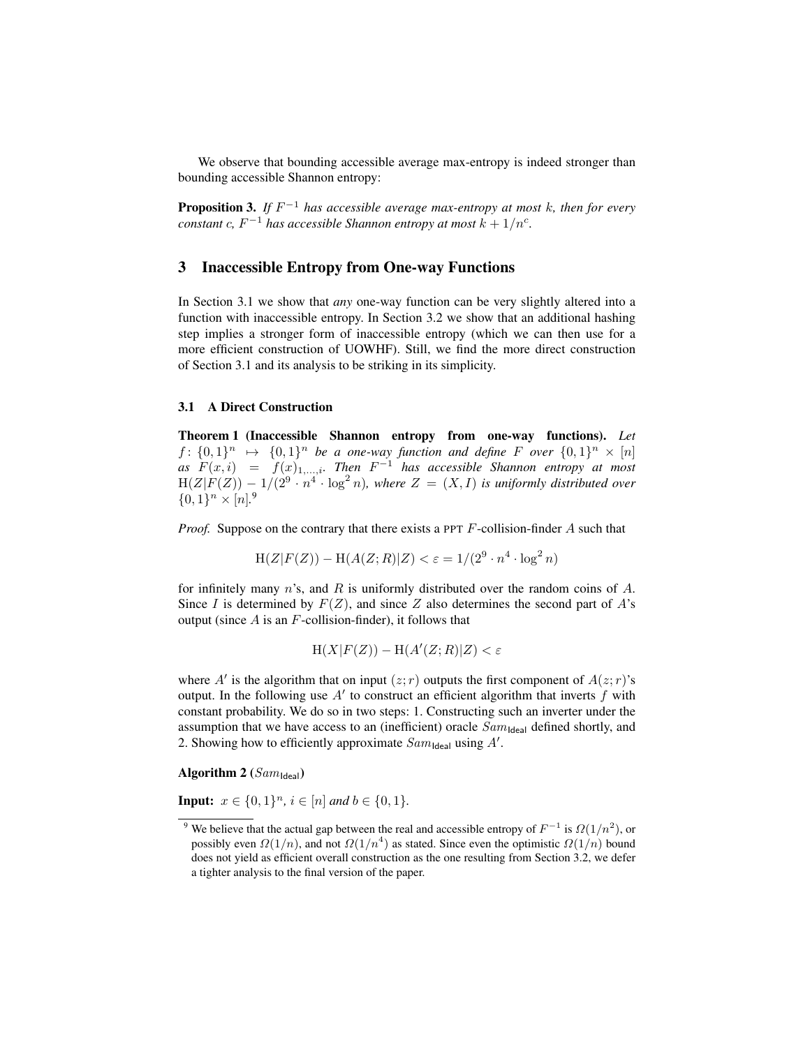We observe that bounding accessible average max-entropy is indeed stronger than bounding accessible Shannon entropy:

**Proposition 3.** *If $F^{-1}$ has accessible average max-entropy at most $k$, then for every constant $c$, $F^{-1}$ has accessible Shannon entropy at most $k + 1/n^c$.*

## 3 Inaccessible Entropy from One-way Functions

In Section 3.1 we show that *any* one-way function can be very slightly altered into a function with inaccessible entropy. In Section 3.2 we show that an additional hashing step implies a stronger form of inaccessible entropy (which we can then use for a more efficient construction of UOWHF). Still, we find the more direct construction of Section 3.1 and its analysis to be striking in its simplicity.

### 3.1 A Direct Construction

**Theorem 1 (Inaccessible Shannon entropy from one-way functions).** *Let $f \colon \{0,1\}^n \mapsto \{0,1\}^n$ be a one-way function and define $F$ over $\{0,1\}^n \times [n]$ as $F(x,i) = f(x)_{1,\dots,i}$. Then $F^{-1}$ has accessible Shannon entropy at most $\mathrm{H}(Z|F(Z)) - 1/(2^9 \cdot n^4 \cdot \log^2 n)$, where $Z = (X, I)$ is uniformly distributed over $\{0,1\}^n \times [n]$.*[9]

*Proof.* Suppose on the contrary that there exists a PPT $F$-collision-finder $A$ such that

$$\mathrm{H}(Z|F(Z)) - \mathrm{H}(A(Z;R)|Z) < \varepsilon = 1/(2^9 \cdot n^4 \cdot \log^2 n)$$

for infinitely many $n$'s, and $R$ is uniformly distributed over the random coins of $A$. Since $I$ is determined by $F(Z)$, and since $Z$ also determines the second part of $A$'s output (since $A$ is an $F$-collision-finder), it follows that

$$\mathrm{H}(X|F(Z)) - \mathrm{H}(A'(Z;R)|Z) < \varepsilon$$

where $A'$ is the algorithm that on input $(z;r)$ outputs the first component of $A(z;r)$'s output. In the following use $A'$ to construct an efficient algorithm that inverts $f$ with constant probability. We do so in two steps: 1. Constructing such an inverter under the assumption that we have access to an (inefficient) oracle $Sam_{\mathsf{Ideal}}$ defined shortly, and 2. Showing how to efficiently approximate $Sam_{\mathsf{Ideal}}$ using $A'$.

**Algorithm 2** ($Sam_{\mathsf{Ideal}}$)

**Input:** *$x \in \{0,1\}^n$, $i \in [n]$ and $b \in \{0,1\}$.*

[9] We believe that the actual gap between the real and accessible entropy of $F^{-1}$ is $\Omega(1/n^2)$, or possibly even $\Omega(1/n)$, and not $\Omega(1/n^4)$ as stated. Since even the optimistic $\Omega(1/n)$ bound does not yield as efficient overall construction as the one resulting from Section 3.2, we defer a tighter analysis to the final version of the paper.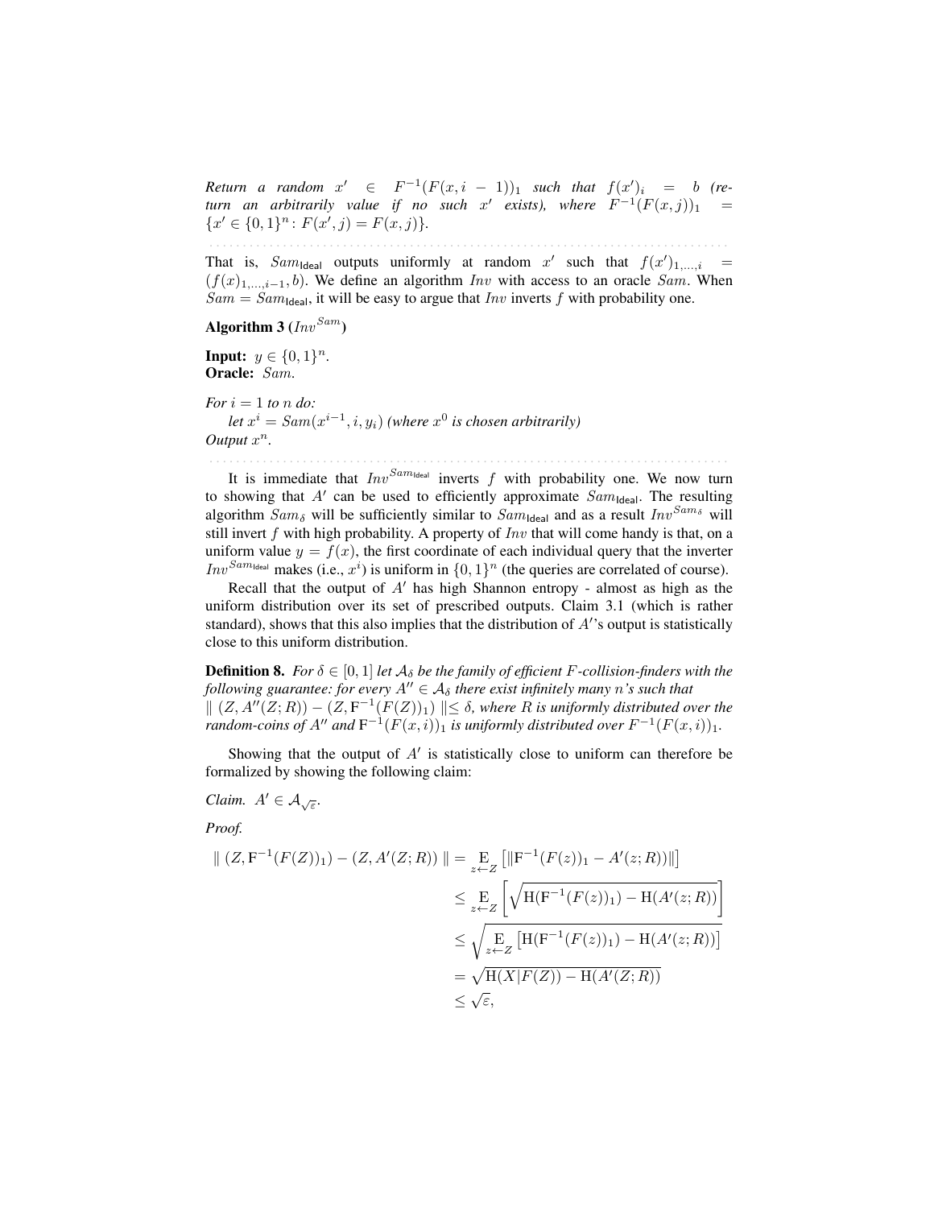*Return a random $x' \in F^{-1}(F(x, i-1))_1$ such that $f(x')_i = b$ (return an arbitrarily value if no such $x'$ exists), where $F^{-1}(F(x,j))_1 = \{x' \in \{0,1\}^n : F(x', j) = F(x, j)\}$.*

. . . . . . . . . . . . . . . . . . . . . . . . . . . . . . . . . . . . . . . . . . . . . . . . . . . . . . . . . . . . . . . . . . . . . .

That is, $Sam_{\mathsf{Ideal}}$ outputs uniformly at random $x'$ such that $f(x')_{1,\ldots,i} = (f(x)_{1,\ldots,i-1}, b)$. We define an algorithm $Inv$ with access to an oracle $Sam$. When $Sam = Sam_{\mathsf{Ideal}}$, it will be easy to argue that $Inv$ inverts $f$ with probability one.

**Algorithm 3** ($Inv^{Sam}$)

**Input:** $y \in \{0,1\}^n$.
**Oracle:** $Sam$.

*For $i = 1$ to $n$ do:*
  *let $x^i = Sam(x^{i-1}, i, y_i)$ (where $x^0$ is chosen arbitrarily)*
*Output $x^n$.*

. . . . . . . . . . . . . . . . . . . . . . . . . . . . . . . . . . . . . . . . . . . . . . . . . . . . . . . . . . . . . . . . . . . . . .

It is immediate that $Inv^{Sam_{\mathsf{Ideal}}}$ inverts $f$ with probability one. We now turn to showing that $A'$ can be used to efficiently approximate $Sam_{\mathsf{Ideal}}$. The resulting algorithm $Sam_\delta$ will be sufficiently similar to $Sam_{\mathsf{Ideal}}$ and as a result $Inv^{Sam_\delta}$ will still invert $f$ with high probability. A property of $Inv$ that will come handy is that, on a uniform value $y = f(x)$, the first coordinate of each individual query that the inverter $Inv^{Sam_{\mathsf{Ideal}}}$ makes (i.e., $x^i$) is uniform in $\{0,1\}^n$ (the queries are correlated of course).

Recall that the output of $A'$ has high Shannon entropy - almost as high as the uniform distribution over its set of prescribed outputs. Claim 3.1 (which is rather standard), shows that this also implies that the distribution of $A'$'s output is statistically close to this uniform distribution.

**Definition 8.** *For $\delta \in [0,1]$ let $\mathcal{A}_\delta$ be the family of efficient $F$-collision-finders with the following guarantee: for every $A'' \in \mathcal{A}_\delta$ there exist infinitely many $n$'s such that $\| (Z, A''(Z;R)) - (Z, \mathrm{F}^{-1}(F(Z))_1) \| \leq \delta$, where $R$ is uniformly distributed over the random-coins of $A''$ and $\mathrm{F}^{-1}(F(x,i))_1$ is uniformly distributed over $F^{-1}(F(x,i))_1$.*

Showing that the output of $A'$ is statistically close to uniform can therefore be formalized by showing the following claim:

*Claim.* $A' \in \mathcal{A}_{\sqrt{\varepsilon}}$.

*Proof.*

$$
\begin{aligned}
\| (Z, \mathrm{F}^{-1}(F(Z))_1) - (Z, A'(Z;R)) \| &= \mathop{\mathrm{E}}_{z \leftarrow Z}\left[ \| \mathrm{F}^{-1}(F(z))_1 - A'(z;R)) \| \right] \\
&\leq \mathop{\mathrm{E}}_{z \leftarrow Z}\left[ \sqrt{\mathrm{H}(\mathrm{F}^{-1}(F(z))_1) - \mathrm{H}(A'(z;R))} \right] \\
&\leq \sqrt{\mathop{\mathrm{E}}_{z \leftarrow Z}\left[ \mathrm{H}(\mathrm{F}^{-1}(F(z))_1) - \mathrm{H}(A'(z;R)) \right]} \\
&= \sqrt{\mathrm{H}(X|F(Z)) - \mathrm{H}(A'(Z;R))} \\
&\leq \sqrt{\varepsilon},
\end{aligned}
$$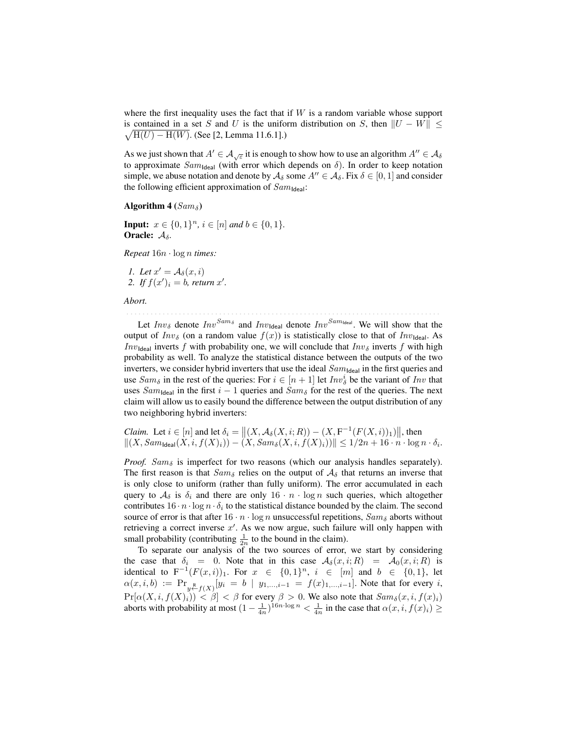where the first inequality uses the fact that if $W$ is a random variable whose support is contained in a set $S$ and $U$ is the uniform distribution on $S$, then $\|U - W\| \leq \sqrt{\mathrm{H}(U) - \mathrm{H}(W)}$. (See [2, Lemma 11.6.1].)

As we just shown that $A' \in \mathcal{A}_{\sqrt{\varepsilon}}$ it is enough to show how to use an algorithm $A'' \in \mathcal{A}_\delta$ to approximate $Sam_{\mathsf{Ideal}}$ (with error which depends on $\delta$). In order to keep notation simple, we abuse notation and denote by $\mathcal{A}_\delta$ some $A'' \in \mathcal{A}_\delta$. Fix $\delta \in [0, 1]$ and consider the following efficient approximation of $Sam_{\mathsf{Ideal}}$:

**Algorithm 4 ($Sam_\delta$)**

**Input:** $x \in \{0,1\}^n$, $i \in [n]$ *and* $b \in \{0,1\}$.
**Oracle:** $\mathcal{A}_\delta$.

*Repeat* $16n \cdot \log n$ *times:*

1. *Let* $x' = \mathcal{A}_\delta(x, i)$
2. *If* $f(x')_i = b$, *return* $x'$.

*Abort.*

Let $Inv_\delta$ denote $Inv^{Sam_\delta}$ and $Inv_{\mathsf{Ideal}}$ denote $Inv^{Sam_{\mathsf{Ideal}}}$. We will show that the output of $Inv_\delta$ (on a random value $f(x)$) is statistically close to that of $Inv_{\mathsf{Ideal}}$. As $Inv_{\mathsf{Ideal}}$ inverts $f$ with probability one, we will conclude that $Inv_\delta$ inverts $f$ with high probability as well. To analyze the statistical distance between the outputs of the two inverters, we consider hybrid inverters that use the ideal $Sam_{\mathsf{Ideal}}$ in the first queries and use $Sam_\delta$ in the rest of the queries: For $i \in [n+1]$ let $Inv_\delta^i$ be the variant of $Inv$ that uses $Sam_{\mathsf{Ideal}}$ in the first $i-1$ queries and $Sam_\delta$ for the rest of the queries. The next claim will allow us to easily bound the difference between the output distribution of any two neighboring hybrid inverters:

*Claim.* Let $i \in [n]$ and let $\delta_i = \left\|(X, \mathcal{A}_\delta(X, i; R)) - (X, \mathrm{F}^{-1}(F(X, i))_1)\right\|$, then $\|(X, Sam_{\mathsf{Ideal}}(X, i, f(X)_i)) - (X, Sam_\delta(X, i, f(X)_i))\| \leq 1/2n + 16 \cdot n \cdot \log n \cdot \delta_i$.

*Proof.* $Sam_\delta$ is imperfect for two reasons (which our analysis handles separately). The first reason is that $Sam_\delta$ relies on the output of $\mathcal{A}_\delta$ that returns an inverse that is only close to uniform (rather than fully uniform). The error accumulated in each query to $\mathcal{A}_\delta$ is $\delta_i$ and there are only $16 \cdot n \cdot \log n$ such queries, which altogether contributes $16 \cdot n \cdot \log n \cdot \delta_i$ to the statistical distance bounded by the claim. The second source of error is that after $16 \cdot n \cdot \log n$ unsuccessful repetitions, $Sam_\delta$ aborts without retrieving a correct inverse $x'$. As we now argue, such failure will only happen with small probability (contributing $\frac{1}{2n}$ to the bound in the claim).

To separate our analysis of the two sources of error, we start by considering the case that $\delta_i = 0$. Note that in this case $\mathcal{A}_\delta(x, i; R) = \mathcal{A}_0(x, i; R)$ is identical to $\mathrm{F}^{-1}(F(x, i))_1$. For $x \in \{0,1\}^n$, $i \in [m]$ and $b \in \{0,1\}$, let $\alpha(x, i, b) := \Pr_{y \xleftarrow{\mathrm{R}} f(X)}[y_i = b \mid y_{1,\ldots,i-1} = f(x)_{1,\ldots,i-1}]$. Note that for every $i$, $\Pr[\alpha(X, i, f(X)_i)) < \beta] < \beta$ for every $\beta > 0$. We also note that $Sam_\delta(x, i, f(x)_i)$ aborts with probability at most $(1 - \frac{1}{4n})^{16n \cdot \log n} < \frac{1}{4n}$ in the case that $\alpha(x, i, f(x)_i) \geq$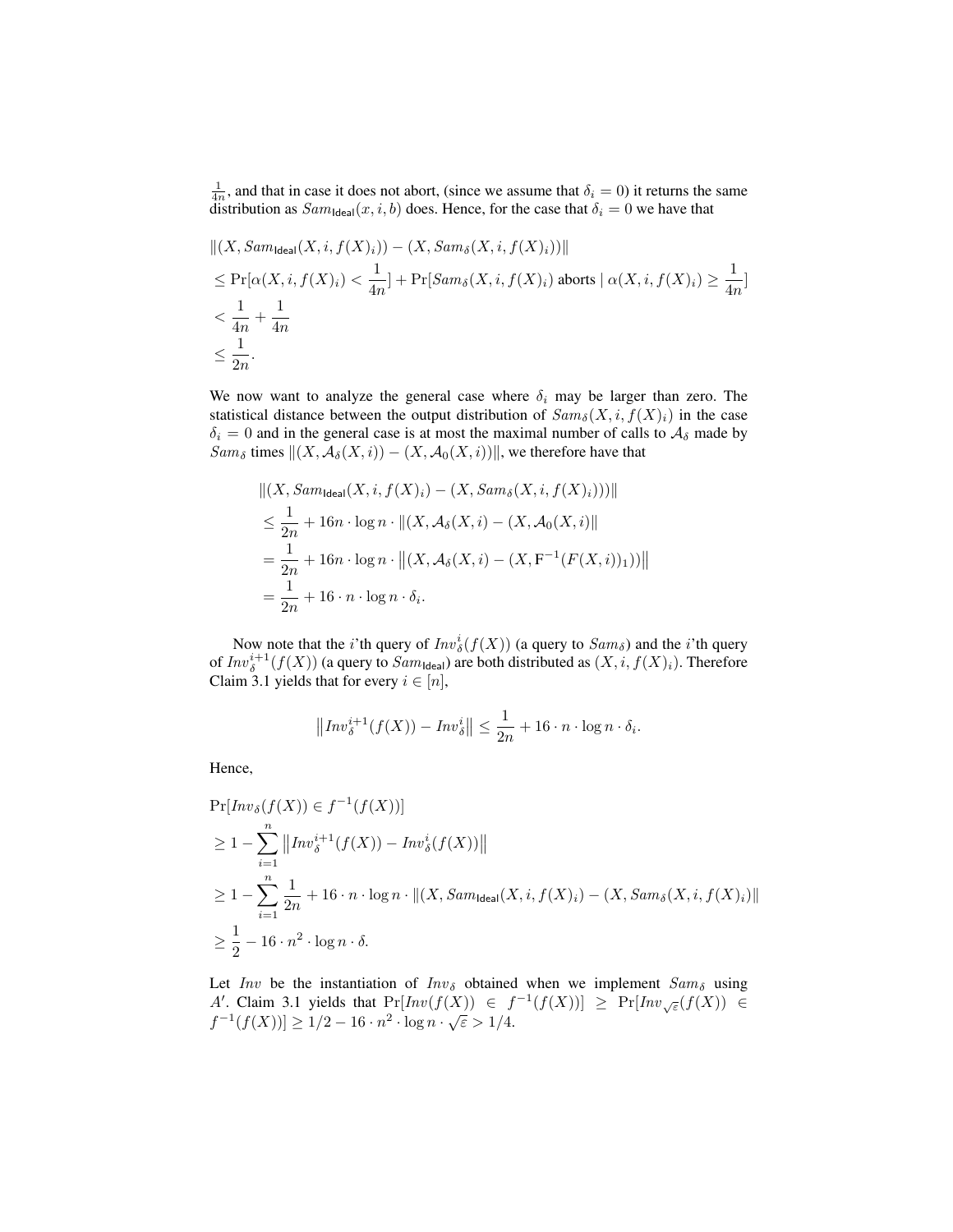$\frac{1}{4n}$, and that in case it does not abort, (since we assume that $\delta_i = 0$) it returns the same distribution as $Sam_{\mathsf{Ideal}}(x, i, b)$ does. Hence, for the case that $\delta_i = 0$ we have that

$$
\begin{aligned}
&\|(X, Sam_{\mathsf{Ideal}}(X, i, f(X)_i)) - (X, Sam_\delta(X, i, f(X)_i))\| \\
&\leq \Pr[\alpha(X, i, f(X)_i) < \frac{1}{4n}] + \Pr[Sam_\delta(X, i, f(X)_i) \text{ aborts} \mid \alpha(X, i, f(X)_i) \geq \frac{1}{4n}] \\
&< \frac{1}{4n} + \frac{1}{4n} \\
&\leq \frac{1}{2n}.
\end{aligned}
$$

We now want to analyze the general case where $\delta_i$ may be larger than zero. The statistical distance between the output distribution of $Sam_\delta(X, i, f(X)_i)$ in the case $\delta_i = 0$ and in the general case is at most the maximal number of calls to $\mathcal{A}_\delta$ made by $Sam_\delta$ times $\|(X, \mathcal{A}_\delta(X, i)) - (X, \mathcal{A}_0(X, i))\|$, we therefore have that

$$
\begin{aligned}
&\|(X, Sam_{\mathsf{Ideal}}(X, i, f(X)_i) - (X, Sam_\delta(X, i, f(X)_i)))\| \\
&\leq \frac{1}{2n} + 16n \cdot \log n \cdot \|(X, \mathcal{A}_\delta(X, i) - (X, \mathcal{A}_0(X, i)\| \\
&= \frac{1}{2n} + 16n \cdot \log n \cdot \left\|(X, \mathcal{A}_\delta(X, i) - (X, \mathrm{F}^{-1}(F(X, i))_1))\right\| \\
&= \frac{1}{2n} + 16 \cdot n \cdot \log n \cdot \delta_i.
\end{aligned}
$$

Now note that the $i$'th query of $Inv_\delta^i(f(X))$ (a query to $Sam_\delta$) and the $i$'th query of $Inv_\delta^{i+1}(f(X))$ (a query to $Sam_{\mathsf{Ideal}}$) are both distributed as $(X, i, f(X)_i)$. Therefore Claim 3.1 yields that for every $i \in [n]$,

$$
\left\|Inv_\delta^{i+1}(f(X)) - Inv_\delta^i\right\| \leq \frac{1}{2n} + 16 \cdot n \cdot \log n \cdot \delta_i.
$$

Hence,

$$
\begin{aligned}
&\Pr[Inv_\delta(f(X)) \in f^{-1}(f(X))] \\
&\geq 1 - \sum_{i=1}^{n} \left\|Inv_\delta^{i+1}(f(X)) - Inv_\delta^i(f(X))\right\| \\
&\geq 1 - \sum_{i=1}^{n} \frac{1}{2n} + 16 \cdot n \cdot \log n \cdot \|(X, Sam_{\mathsf{Ideal}}(X, i, f(X)_i) - (X, Sam_\delta(X, i, f(X)_i)\| \\
&\geq \frac{1}{2} - 16 \cdot n^2 \cdot \log n \cdot \delta.
\end{aligned}
$$

Let $Inv$ be the instantiation of $Inv_\delta$ obtained when we implement $Sam_\delta$ using $A'$. Claim 3.1 yields that $\Pr[Inv(f(X)) \in f^{-1}(f(X))] \geq \Pr[Inv_{\sqrt{\varepsilon}}(f(X)) \in f^{-1}(f(X))] \geq 1/2 - 16 \cdot n^2 \cdot \log n \cdot \sqrt{\varepsilon} > 1/4$.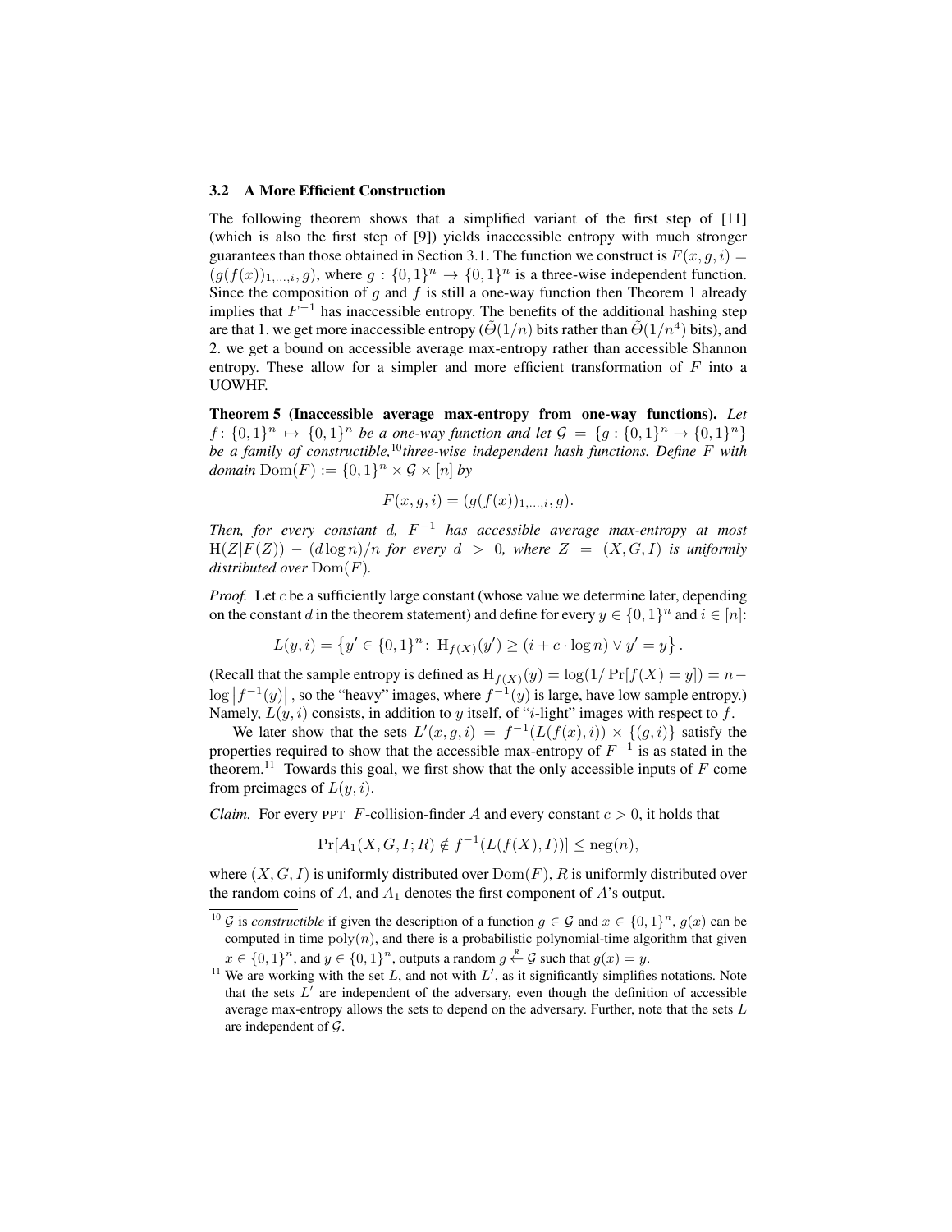### 3.2 A More Efficient Construction

The following theorem shows that a simplified variant of the first step of [11] (which is also the first step of [9]) yields inaccessible entropy with much stronger guarantees than those obtained in Section 3.1. The function we construct is $F(x, g, i) = (g(f(x))_{1,\dots,i}, g)$, where $g : \{0,1\}^n \to \{0,1\}^n$ is a three-wise independent function. Since the composition of $g$ and $f$ is still a one-way function then Theorem 1 already implies that $F^{-1}$ has inaccessible entropy. The benefits of the additional hashing step are that 1. we get more inaccessible entropy ($\tilde{\Theta}(1/n)$ bits rather than $\tilde{\Theta}(1/n^4)$ bits), and 2. we get a bound on accessible average max-entropy rather than accessible Shannon entropy. These allow for a simpler and more efficient transformation of $F$ into a UOWHF.

**Theorem 5 (Inaccessible average max-entropy from one-way functions).** *Let $f \colon \{0,1\}^n \mapsto \{0,1\}^n$ be a one-way function and let $\mathcal{G} = \{g : \{0,1\}^n \to \{0,1\}^n\}$ be a family of constructible,[10] three-wise independent hash functions. Define $F$ with domain $\mathrm{Dom}(F) := \{0,1\}^n \times \mathcal{G} \times [n]$ by*

$$F(x, g, i) = (g(f(x))_{1,\dots,i}, g).$$

*Then, for every constant $d$, $F^{-1}$ has accessible average max-entropy at most $\mathrm{H}(Z|F(Z)) - (d \log n)/n$ for every $d > 0$, where $Z = (X, G, I)$ is uniformly distributed over $\mathrm{Dom}(F)$.*

*Proof.* Let $c$ be a sufficiently large constant (whose value we determine later, depending on the constant $d$ in the theorem statement) and define for every $y \in \{0,1\}^n$ and $i \in [n]$:

$$L(y, i) = \left\{ y' \in \{0,1\}^n \colon \mathrm{H}_{f(X)}(y') \geq (i + c \cdot \log n) \vee y' = y \right\}.$$

(Recall that the sample entropy is defined as $\mathrm{H}_{f(X)}(y) = \log(1/\Pr[f(X) = y]) = n - \log\left|f^{-1}(y)\right|$, so the "heavy" images, where $f^{-1}(y)$ is large, have low sample entropy.) Namely, $L(y, i)$ consists, in addition to $y$ itself, of "$i$-light" images with respect to $f$.

We later show that the sets $L'(x, g, i) = f^{-1}(L(f(x), i)) \times \{(g, i)\}$ satisfy the properties required to show that the accessible max-entropy of $F^{-1}$ is as stated in the theorem.[11] Towards this goal, we first show that the only accessible inputs of $F$ come from preimages of $L(y, i)$.

*Claim.* For every PPT $F$-collision-finder $A$ and every constant $c > 0$, it holds that

$$\Pr[A_1(X, G, I; R) \notin f^{-1}(L(f(X), I))] \leq \mathrm{neg}(n),$$

where $(X, G, I)$ is uniformly distributed over $\mathrm{Dom}(F)$, $R$ is uniformly distributed over the random coins of $A$, and $A_1$ denotes the first component of $A$'s output.

---

[10] $\mathcal{G}$ is *constructible* if given the description of a function $g \in \mathcal{G}$ and $x \in \{0,1\}^n$, $g(x)$ can be computed in time $\mathrm{poly}(n)$, and there is a probabilistic polynomial-time algorithm that given $x \in \{0,1\}^n$, and $y \in \{0,1\}^n$, outputs a random $g \stackrel{\mathrm{R}}{\leftarrow} \mathcal{G}$ such that $g(x) = y$.

[11] We are working with the set $L$, and not with $L'$, as it significantly simplifies notations. Note that the sets $L'$ are independent of the adversary, even though the definition of accessible average max-entropy allows the sets to depend on the adversary. Further, note that the sets $L$ are independent of $\mathcal{G}$.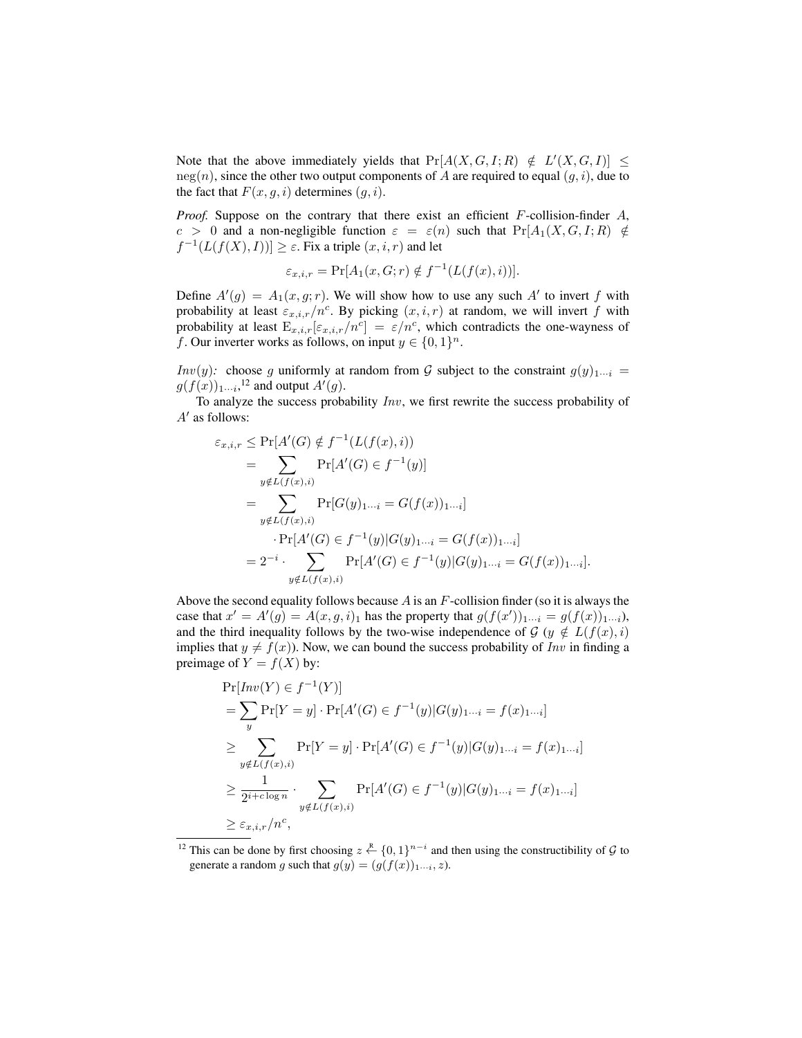Note that the above immediately yields that $\Pr[A(X, G, I; R) \notin L'(X, G, I)] \leq \text{neg}(n)$, since the other two output components of $A$ are required to equal $(g, i)$, due to the fact that $F(x, g, i)$ determines $(g, i)$.

*Proof.* Suppose on the contrary that there exist an efficient $F$-collision-finder $A$, $c > 0$ and a non-negligible function $\varepsilon = \varepsilon(n)$ such that $\Pr[A_1(X, G, I; R) \notin f^{-1}(L(f(X), I))] \geq \varepsilon$. Fix a triple $(x, i, r)$ and let

$$\varepsilon_{x,i,r} = \Pr[A_1(x, G; r) \notin f^{-1}(L(f(x), i))].$$

Define $A'(g) = A_1(x, g; r)$. We will show how to use any such $A'$ to invert $f$ with probability at least $\varepsilon_{x,i,r}/n^c$. By picking $(x, i, r)$ at random, we will invert $f$ with probability at least $\text{E}_{x,i,r}[\varepsilon_{x,i,r}/n^c] = \varepsilon/n^c$, which contradicts the one-wayness of $f$. Our inverter works as follows, on input $y \in \{0, 1\}^n$.

*Inv*$(y)$*:* choose $g$ uniformly at random from $\mathcal{G}$ subject to the constraint $g(y)_{1\cdots i} = g(f(x))_{1\cdots i}$,[12] and output $A'(g)$.

To analyze the success probability *Inv*, we first rewrite the success probability of $A'$ as follows:

$$\begin{aligned}
\varepsilon_{x,i,r} &\leq \Pr[A'(G) \notin f^{-1}(L(f(x), i))) \\
&= \sum_{y \notin L(f(x),i)} \Pr[A'(G) \in f^{-1}(y)] \\
&= \sum_{y \notin L(f(x),i)} \Pr[G(y)_{1\cdots i} = G(f(x))_{1\cdots i}] \\
&\qquad \cdot \Pr[A'(G) \in f^{-1}(y) | G(y)_{1\cdots i} = G(f(x))_{1\cdots i}] \\
&= 2^{-i} \cdot \sum_{y \notin L(f(x),i)} \Pr[A'(G) \in f^{-1}(y) | G(y)_{1\cdots i} = G(f(x))_{1\cdots i}].
\end{aligned}$$

Above the second equality follows because $A$ is an $F$-collision finder (so it is always the case that $x' = A'(g) = A(x, g, i)_1$ has the property that $g(f(x'))_{1\cdots i} = g(f(x))_{1\cdots i}$), and the third inequality follows by the two-wise independence of $\mathcal{G}$ ($y \notin L(f(x), i)$ implies that $y \neq f(x)$). Now, we can bound the success probability of *Inv* in finding a preimage of $Y = f(X)$ by:

$$\begin{aligned}
&\Pr[\mathit{Inv}(Y) \in f^{-1}(Y)] \\
&= \sum_y \Pr[Y = y] \cdot \Pr[A'(G) \in f^{-1}(y) | G(y)_{1\cdots i} = f(x)_{1\cdots i}] \\
&\geq \sum_{y \notin L(f(x),i)} \Pr[Y = y] \cdot \Pr[A'(G) \in f^{-1}(y) | G(y)_{1\cdots i} = f(x)_{1\cdots i}] \\
&\geq \frac{1}{2^{i + c \log n}} \cdot \sum_{y \notin L(f(x),i)} \Pr[A'(G) \in f^{-1}(y) | G(y)_{1\cdots i} = f(x)_{1\cdots i}] \\
&\geq \varepsilon_{x,i,r}/n^c,
\end{aligned}$$

[12] This can be done by first choosing $z \xleftarrow{R} \{0, 1\}^{n-i}$ and then using the constructibility of $\mathcal{G}$ to generate a random $g$ such that $g(y) = (g(f(x))_{1\cdots i}, z)$.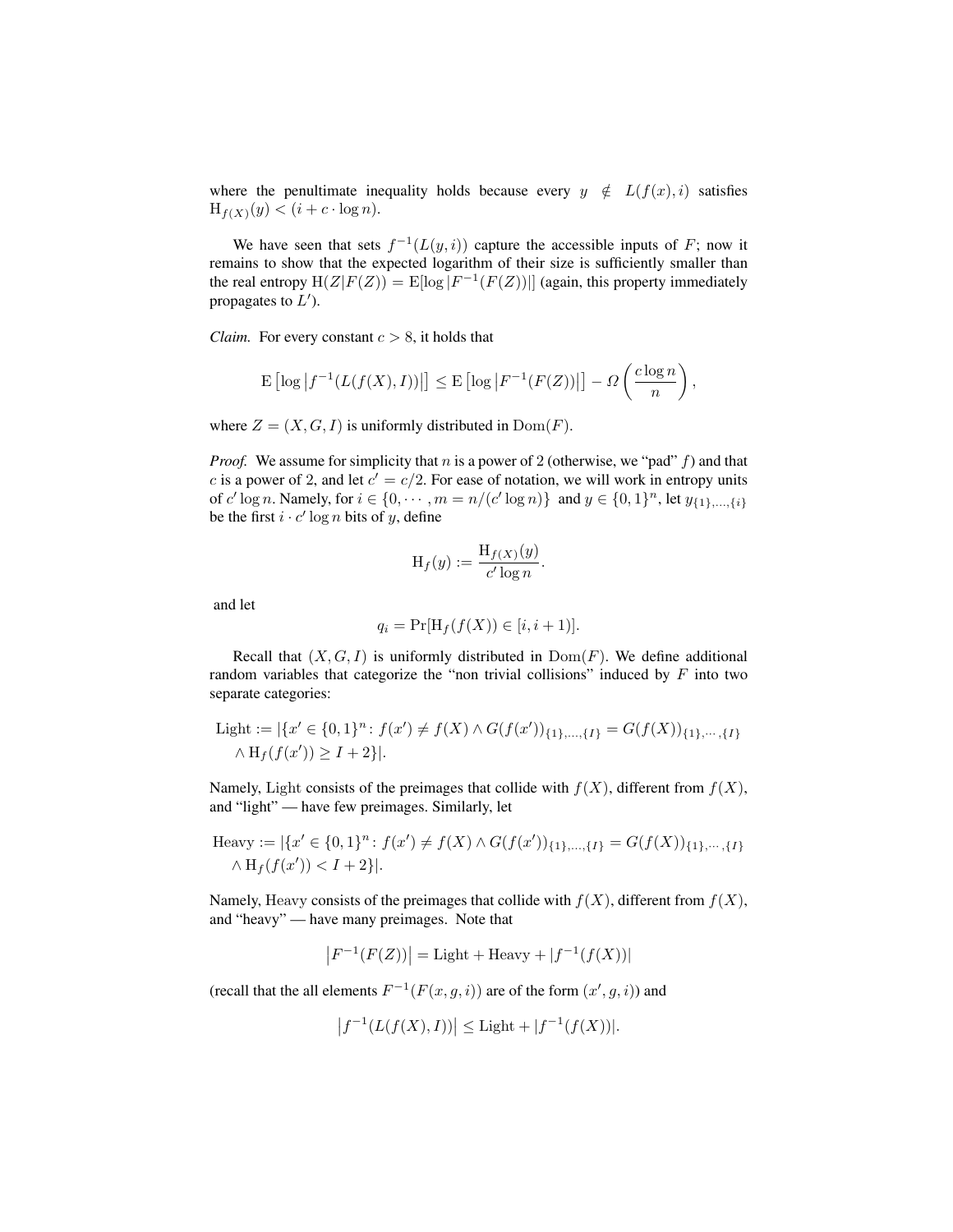where the penultimate inequality holds because every $y \notin L(f(x), i)$ satisfies $\mathrm{H}_{f(X)}(y) < (i + c \cdot \log n)$.

We have seen that sets $f^{-1}(L(y,i))$ capture the accessible inputs of $F$; now it remains to show that the expected logarithm of their size is sufficiently smaller than the real entropy $\mathrm{H}(Z|F(Z)) = \mathrm{E}[\log |F^{-1}(F(Z))|]$ (again, this property immediately propagates to $L'$).

*Claim.* For every constant $c > 8$, it holds that

$$\mathrm{E}\left[\log \left|f^{-1}(L(f(X), I))\right|\right] \leq \mathrm{E}\left[\log \left|F^{-1}(F(Z))\right|\right] - \Omega\left(\frac{c \log n}{n}\right),$$

where $Z = (X, G, I)$ is uniformly distributed in $\mathrm{Dom}(F)$.

*Proof.* We assume for simplicity that $n$ is a power of 2 (otherwise, we "pad" $f$) and that $c$ is a power of 2, and let $c' = c/2$. For ease of notation, we will work in entropy units of $c' \log n$. Namely, for $i \in \{0, \cdots, m = n/(c' \log n)\}$ and $y \in \{0,1\}^n$, let $y_{\{1\},\ldots,\{i\}}$ be the first $i \cdot c' \log n$ bits of $y$, define

$$\mathrm{H}_f(y) := \frac{\mathrm{H}_{f(X)}(y)}{c' \log n}.$$

and let

$$q_i = \Pr[\mathrm{H}_f(f(X)) \in [i, i+1)].$$

Recall that $(X, G, I)$ is uniformly distributed in $\mathrm{Dom}(F)$. We define additional random variables that categorize the "non trivial collisions" induced by $F$ into two separate categories:

$$\begin{aligned}\mathrm{Light} := |\{x' \in \{0,1\}^n \colon f(x') \neq f(X) \wedge G(f(x'))_{\{1\},\ldots,\{I\}} = G(f(X))_{\{1\},\cdots,\{I\}} \\ \wedge\, \mathrm{H}_f(f(x')) \geq I + 2\}|.\end{aligned}$$

Namely, Light consists of the preimages that collide with $f(X)$, different from $f(X)$, and "light" — have few preimages. Similarly, let

$$\begin{aligned}\mathrm{Heavy} := |\{x' \in \{0,1\}^n \colon f(x') \neq f(X) \wedge G(f(x'))_{\{1\},\ldots,\{I\}} = G(f(X))_{\{1\},\cdots,\{I\}} \\ \wedge\, \mathrm{H}_f(f(x')) < I + 2\}|.\end{aligned}$$

Namely, Heavy consists of the preimages that collide with $f(X)$, different from $f(X)$, and "heavy" — have many preimages. Note that

$$\left|F^{-1}(F(Z))\right| = \mathrm{Light} + \mathrm{Heavy} + |f^{-1}(f(X))|$$

(recall that the all elements $F^{-1}(F(x,g,i))$ are of the form $(x', g, i)$) and

$$\left|f^{-1}(L(f(X), I))\right| \leq \mathrm{Light} + |f^{-1}(f(X))|.$$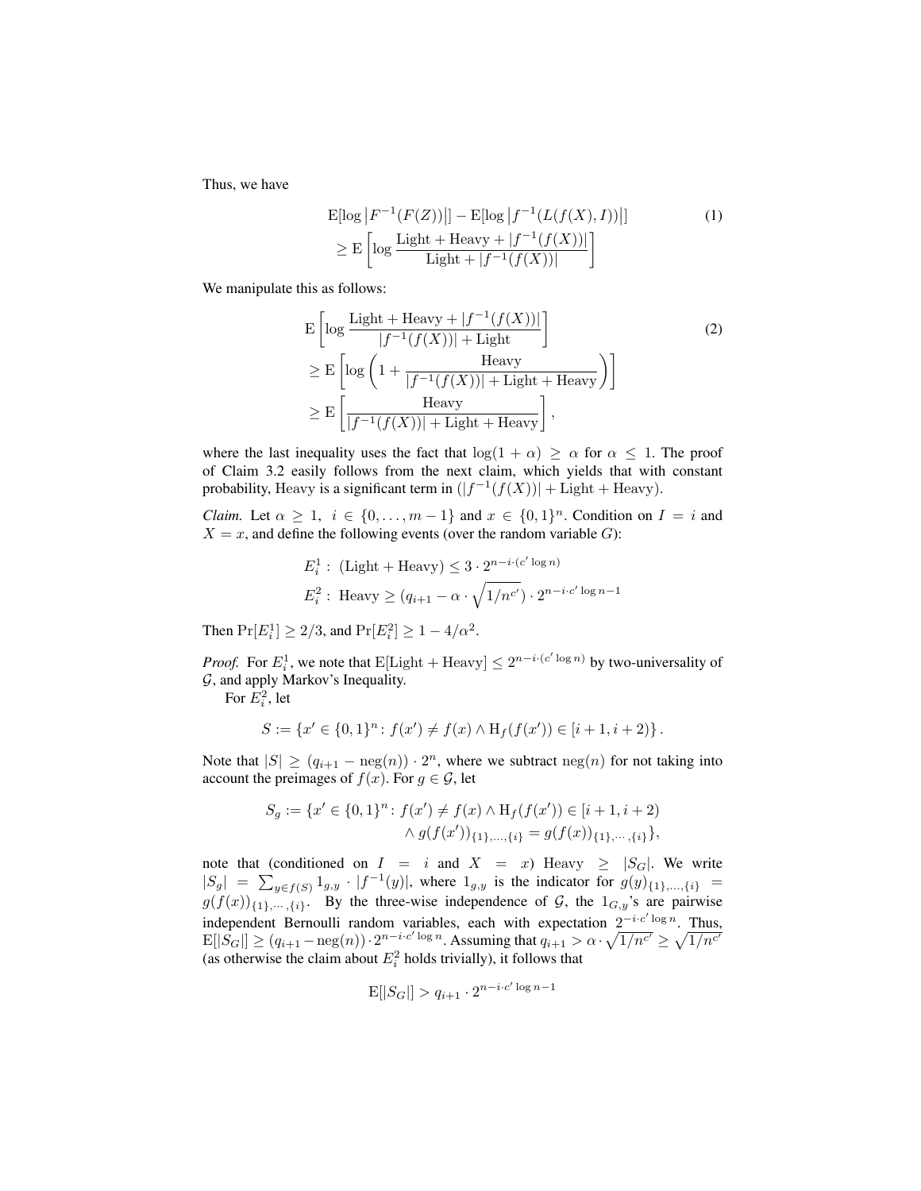Thus, we have

$$
\begin{aligned}
&\mathrm{E}[\log |F^{-1}(F(Z))|] - \mathrm{E}[\log |f^{-1}(L(f(X), I))|] \\
&\geq \mathrm{E}\left[\log \frac{\mathrm{Light} + \mathrm{Heavy} + |f^{-1}(f(X))|}{\mathrm{Light} + |f^{-1}(f(X))|}\right]
\end{aligned}
\tag{1}
$$

We manipulate this as follows:

$$
\begin{aligned}
&\mathrm{E}\left[\log \frac{\mathrm{Light} + \mathrm{Heavy} + |f^{-1}(f(X))|}{|f^{-1}(f(X))| + \mathrm{Light}}\right] \\
&\geq \mathrm{E}\left[\log \left(1 + \frac{\mathrm{Heavy}}{|f^{-1}(f(X))| + \mathrm{Light} + \mathrm{Heavy}}\right)\right] \\
&\geq \mathrm{E}\left[\frac{\mathrm{Heavy}}{|f^{-1}(f(X))| + \mathrm{Light} + \mathrm{Heavy}}\right],
\end{aligned}
\tag{2}
$$

where the last inequality uses the fact that $\log(1+\alpha) \geq \alpha$ for $\alpha \leq 1$. The proof of Claim 3.2 easily follows from the next claim, which yields that with constant probability, Heavy is a significant term in $(|f^{-1}(f(X))| + \mathrm{Light} + \mathrm{Heavy})$.

*Claim.* Let $\alpha \geq 1$, $i \in \{0, \ldots, m-1\}$ and $x \in \{0,1\}^n$. Condition on $I = i$ and $X = x$, and define the following events (over the random variable $G$):

$$
\begin{aligned}
&E_i^1 : \ (\mathrm{Light} + \mathrm{Heavy}) \leq 3 \cdot 2^{n - i \cdot (c' \log n)} \\
&E_i^2 : \ \mathrm{Heavy} \geq (q_{i+1} - \alpha \cdot \sqrt{1/n^{c'}}) \cdot 2^{n - i \cdot c' \log n - 1}
\end{aligned}
$$

Then $\Pr[E_i^1] \geq 2/3$, and $\Pr[E_i^2] \geq 1 - 4/\alpha^2$.

*Proof.* For $E_i^1$, we note that $\mathrm{E}[\mathrm{Light} + \mathrm{Heavy}] \leq 2^{n - i \cdot (c' \log n)}$ by two-universality of $\mathcal{G}$, and apply Markov's Inequality.

For $E_i^2$, let

$$
S := \{x' \in \{0,1\}^n : f(x') \neq f(x) \wedge \mathrm{H}_f(f(x')) \in [i+1, i+2)\}.
$$

Note that $|S| \geq (q_{i+1} - \mathrm{neg}(n)) \cdot 2^n$, where we subtract $\mathrm{neg}(n)$ for not taking into account the preimages of $f(x)$. For $g \in \mathcal{G}$, let

$$
\begin{aligned}
S_g := \{x' \in \{0,1\}^n : \ &f(x') \neq f(x) \wedge \mathrm{H}_f(f(x')) \in [i+1, i+2) \\
&\wedge g(f(x'))_{\{1\},\ldots,\{i\}} = g(f(x))_{\{1\},\cdots,\{i\}}\},
\end{aligned}
$$

note that (conditioned on $I = i$ and $X = x$) $\mathrm{Heavy} \geq |S_G|$. We write $|S_g| = \sum_{y \in f(S)} 1_{g,y} \cdot |f^{-1}(y)|$, where $1_{g,y}$ is the indicator for $g(y)_{\{1\},\ldots,\{i\}} = g(f(x))_{\{1\},\cdots,\{i\}}$. By the three-wise independence of $\mathcal{G}$, the $1_{G,y}$'s are pairwise independent Bernoulli random variables, each with expectation $2^{-i \cdot c' \log n}$. Thus, $\mathrm{E}[|S_G|] \geq (q_{i+1} - \mathrm{neg}(n)) \cdot 2^{n - i \cdot c' \log n}$. Assuming that $q_{i+1} > \alpha \cdot \sqrt{1/n^{c'}} \geq \sqrt{1/n^{c'}}$ (as otherwise the claim about $E_i^2$ holds trivially), it follows that

$$
\mathrm{E}[|S_G|] > q_{i+1} \cdot 2^{n - i \cdot c' \log n - 1}
$$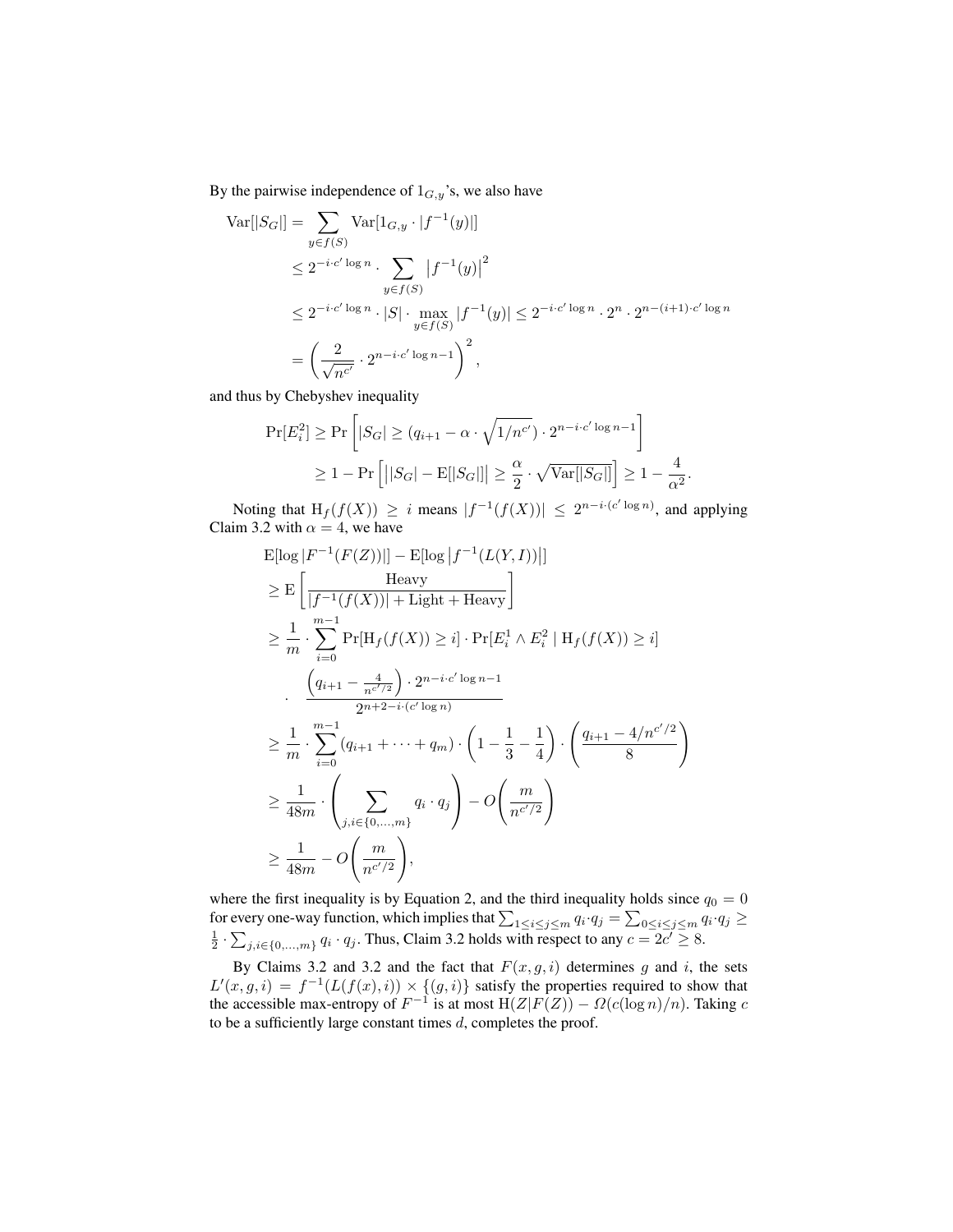By the pairwise independence of $1_{G,y}$'s, we also have

$$
\begin{aligned}
\mathrm{Var}[|S_G|] &= \sum_{y \in f(S)} \mathrm{Var}[1_{G,y} \cdot |f^{-1}(y)|] \\
&\leq 2^{-i \cdot c' \log n} \cdot \sum_{y \in f(S)} \left|f^{-1}(y)\right|^2 \\
&\leq 2^{-i \cdot c' \log n} \cdot |S| \cdot \max_{y \in f(S)} |f^{-1}(y)| \leq 2^{-i \cdot c' \log n} \cdot 2^n \cdot 2^{n-(i+1) \cdot c' \log n} \\
&= \left( \frac{2}{\sqrt{n^{c'}}} \cdot 2^{n - i \cdot c' \log n - 1} \right)^2,
\end{aligned}
$$

and thus by Chebyshev inequality

$$
\begin{aligned}
\Pr[E_i^2] &\geq \Pr\left[ |S_G| \geq (q_{i+1} - \alpha \cdot \sqrt{1/n^{c'}}) \cdot 2^{n - i \cdot c' \log n - 1} \right] \\
&\geq 1 - \Pr\left[ \big| |S_G| - \mathrm{E}[|S_G|] \big| \geq \frac{\alpha}{2} \cdot \sqrt{\mathrm{Var}[|S_G|]} \right] \geq 1 - \frac{4}{\alpha^2}.
\end{aligned}
$$

Noting that $\mathrm{H}_f(f(X)) \geq i$ means $|f^{-1}(f(X))| \leq 2^{n - i \cdot (c' \log n)}$, and applying Claim 3.2 with $\alpha = 4$, we have

$$
\begin{aligned}
&\mathrm{E}[\log |F^{-1}(F(Z))|] - \mathrm{E}[\log \left|f^{-1}(L(Y, I))\right|] \\
&\geq \mathrm{E}\left[ \frac{\text{Heavy}}{|f^{-1}(f(X))| + \text{Light} + \text{Heavy}} \right] \\
&\geq \frac{1}{m} \cdot \sum_{i=0}^{m-1} \Pr[\mathrm{H}_f(f(X)) \geq i] \cdot \Pr[E_i^1 \wedge E_i^2 \mid \mathrm{H}_f(f(X)) \geq i] \\
&\quad \cdot \frac{\left(q_{i+1} - \frac{4}{n^{c'/2}}\right) \cdot 2^{n - i \cdot c' \log n - 1}}{2^{n + 2 - i \cdot (c' \log n)}} \\
&\geq \frac{1}{m} \cdot \sum_{i=0}^{m-1} (q_{i+1} + \cdots + q_m) \cdot \left(1 - \frac{1}{3} - \frac{1}{4}\right) \cdot \left( \frac{q_{i+1} - 4/n^{c'/2}}{8} \right) \\
&\geq \frac{1}{48m} \cdot \left( \sum_{j, i \in \{0, \ldots, m\}} q_i \cdot q_j \right) - O\left( \frac{m}{n^{c'/2}} \right) \\
&\geq \frac{1}{48m} - O\left( \frac{m}{n^{c'/2}} \right),
\end{aligned}
$$

where the first inequality is by Equation 2, and the third inequality holds since $q_0 = 0$ for every one-way function, which implies that $\sum_{1 \leq i \leq j \leq m} q_i \cdot q_j = \sum_{0 \leq i \leq j \leq m} q_i \cdot q_j \geq \frac{1}{2} \cdot \sum_{j, i \in \{0, \ldots, m\}} q_i \cdot q_j$. Thus, Claim 3.2 holds with respect to any $c = 2c' \geq 8$.

By Claims 3.2 and 3.2 and the fact that $F(x, g, i)$ determines $g$ and $i$, the sets $L'(x, g, i) = f^{-1}(L(f(x), i)) \times \{(g, i)\}$ satisfy the properties required to show that the accessible max-entropy of $F^{-1}$ is at most $\mathrm{H}(Z|F(Z)) - \Omega(c(\log n)/n)$. Taking $c$ to be a sufficiently large constant times $d$, completes the proof.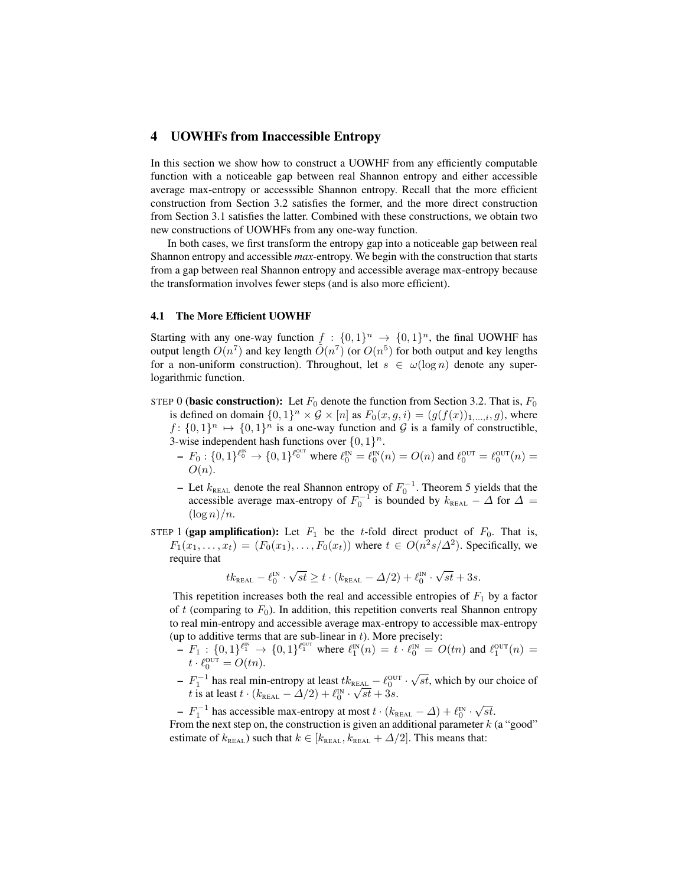## 4 UOWHFs from Inaccessible Entropy

In this section we show how to construct a UOWHF from any efficiently computable function with a noticeable gap between real Shannon entropy and either accessible average max-entropy or accesssible Shannon entropy. Recall that the more efficient construction from Section 3.2 satisfies the former, and the more direct construction from Section 3.1 satisfies the latter. Combined with these constructions, we obtain two new constructions of UOWHFs from any one-way function.

In both cases, we first transform the entropy gap into a noticeable gap between real Shannon entropy and accessible *max*-entropy. We begin with the construction that starts from a gap between real Shannon entropy and accessible average max-entropy because the transformation involves fewer steps (and is also more efficient).

### 4.1 The More Efficient UOWHF

Starting with any one-way function $f : \{0,1\}^n \to \{0,1\}^n$, the final UOWHF has output length $O(n^7)$ and key length $\tilde{O}(n^7)$ (or $O(n^5)$ for both output and key lengths for a non-uniform construction). Throughout, let $s \in \omega(\log n)$ denote any super-logarithmic function.

STEP 0 **(basic construction):** Let $F_0$ denote the function from Section 3.2. That is, $F_0$ is defined on domain $\{0,1\}^n \times \mathcal{G} \times [n]$ as $F_0(x, g, i) = (g(f(x))_{1,\ldots,i}, g)$, where $f\colon \{0,1\}^n \mapsto \{0,1\}^n$ is a one-way function and $\mathcal{G}$ is a family of constructible, 3-wise independent hash functions over $\{0,1\}^n$.

- $F_0 : \{0,1\}^{\ell_0^{\text{IN}}} \to \{0,1\}^{\ell_0^{\text{OUT}}}$ where $\ell_0^{\text{IN}} = \ell_0^{\text{IN}}(n) = O(n)$ and $\ell_0^{\text{OUT}} = \ell_0^{\text{OUT}}(n) = O(n)$.
- Let $k_{\text{REAL}}$ denote the real Shannon entropy of $F_0^{-1}$. Theorem 5 yields that the accessible average max-entropy of $F_0^{-1}$ is bounded by $k_{\text{REAL}} - \Delta$ for $\Delta = (\log n)/n$.

STEP 1 **(gap amplification):** Let $F_1$ be the $t$-fold direct product of $F_0$. That is, $F_1(x_1, \ldots, x_t) = (F_0(x_1), \ldots, F_0(x_t))$ where $t \in O(n^2 s/\Delta^2)$. Specifically, we require that

$$t k_{\text{REAL}} - \ell_0^{\text{IN}} \cdot \sqrt{st} \geq t \cdot (k_{\text{REAL}} - \Delta/2) + \ell_0^{\text{IN}} \cdot \sqrt{st} + 3s.$$

This repetition increases both the real and accessible entropies of $F_1$ by a factor of $t$ (comparing to $F_0$). In addition, this repetition converts real Shannon entropy to real min-entropy and accessible average max-entropy to accessible max-entropy (up to additive terms that are sub-linear in $t$). More precisely:

- $F_1 : \{0,1\}^{\ell_1^{\text{IN}}} \to \{0,1\}^{\ell_1^{\text{OUT}}}$ where $\ell_1^{\text{IN}}(n) = t \cdot \ell_0^{\text{IN}} = O(tn)$ and $\ell_1^{\text{OUT}}(n) = t \cdot \ell_0^{\text{OUT}} = O(tn)$.
- $F_1^{-1}$ has real min-entropy at least $t k_{\text{REAL}} - \ell_0^{\text{OUT}} \cdot \sqrt{st}$, which by our choice of $t$ is at least $t \cdot (k_{\text{REAL}} - \Delta/2) + \ell_0^{\text{IN}} \cdot \sqrt{st} + 3s$.
- $F_1^{-1}$ has accessible max-entropy at most $t \cdot (k_{\text{REAL}} - \Delta) + \ell_0^{\text{IN}} \cdot \sqrt{st}$.

From the next step on, the construction is given an additional parameter $k$ (a "good" estimate of $k_{\text{REAL}}$) such that $k \in [k_{\text{REAL}}, k_{\text{REAL}} + \Delta/2]$. This means that: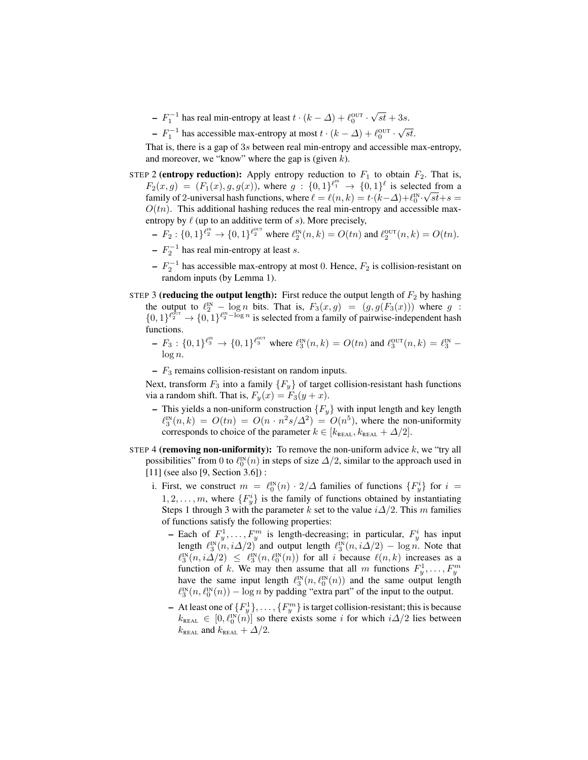- $F_1^{-1}$ has real min-entropy at least $t \cdot (k - \Delta) + \ell_0^{\text{OUT}} \cdot \sqrt{st} + 3s$.
- $F_1^{-1}$ has accessible max-entropy at most $t \cdot (k - \Delta) + \ell_0^{\text{OUT}} \cdot \sqrt{st}$.

That is, there is a gap of $3s$ between real min-entropy and accessible max-entropy, and moreover, we "know" where the gap is (given $k$).

STEP 2 **(entropy reduction):** Apply entropy reduction to $F_1$ to obtain $F_2$. That is, $F_2(x, g) = (F_1(x), g, g(x))$, where $g : \{0,1\}^{\ell_1^{\text{IN}}} \to \{0,1\}^{\ell}$ is selected from a family of 2-universal hash functions, where $\ell = \ell(n,k) = t \cdot (k - \Delta) + \ell_0^{\text{IN}} \cdot \sqrt{st} + s = O(tn)$. This additional hashing reduces the real min-entropy and accessible max-entropy by $\ell$ (up to an additive term of $s$). More precisely,

- $F_2 : \{0,1\}^{\ell_2^{\text{IN}}} \to \{0,1\}^{\ell_2^{\text{OUT}}}$ where $\ell_2^{\text{IN}}(n,k) = O(tn)$ and $\ell_2^{\text{OUT}}(n,k) = O(tn)$.
- $F_2^{-1}$ has real min-entropy at least $s$.
- $F_2^{-1}$ has accessible max-entropy at most 0. Hence, $F_2$ is collision-resistant on random inputs (by Lemma 1).

STEP 3 **(reducing the output length):** First reduce the output length of $F_2$ by hashing the output to $\ell_2^{\text{IN}} - \log n$ bits. That is, $F_3(x, g) = (g, g(F_3(x)))$ where $g : \{0,1\}^{\ell_2^{\text{OUT}}} \to \{0,1\}^{\ell_2^{\text{IN}} - \log n}$ is selected from a family of pairwise-independent hash functions.

- $F_3 : \{0,1\}^{\ell_3^{\text{IN}}} \to \{0,1\}^{\ell_3^{\text{OUT}}}$ where $\ell_3^{\text{IN}}(n,k) = O(tn)$ and $\ell_3^{\text{OUT}}(n,k) = \ell_3^{\text{IN}} - \log n$.
- $F_3$ remains collision-resistant on random inputs.

Next, transform $F_3$ into a family $\{F_y\}$ of target collision-resistant hash functions via a random shift. That is, $F_y(x) = F_3(y + x)$.

- This yields a non-uniform construction $\{F_y\}$ with input length and key length $\ell_3^{\text{IN}}(n,k) = O(tn) = O(n \cdot n^2 s/\Delta^2) = O(n^5)$, where the non-uniformity corresponds to choice of the parameter $k \in [k_{\text{REAL}}, k_{\text{REAL}} + \Delta/2]$.

STEP 4 **(removing non-uniformity):** To remove the non-uniform advice $k$, we "try all possibilities" from 0 to $\ell_0^{\text{IN}}(n)$ in steps of size $\Delta/2$, similar to the approach used in [11] (see also [9, Section 3.6]) :

i. First, we construct $m = \ell_0^{\text{IN}}(n) \cdot 2/\Delta$ families of functions $\{F_y^i\}$ for $i = 1, 2, \ldots, m$, where $\{F_y^i\}$ is the family of functions obtained by instantiating Steps 1 through 3 with the parameter $k$ set to the value $i\Delta/2$. This $m$ families of functions satisfy the following properties:

   - Each of $F_y^1, \ldots, F_y^m$ is length-decreasing; in particular, $F_y^i$ has input length $\ell_3^{\text{IN}}(n, i\Delta/2)$ and output length $\ell_3^{\text{IN}}(n, i\Delta/2) - \log n$. Note that $\ell_3^{\text{IN}}(n, i\Delta/2) \leq \ell_3^{\text{IN}}(n, \ell_0^{\text{IN}}(n))$ for all $i$ because $\ell(n,k)$ increases as a function of $k$. We may then assume that all $m$ functions $F_y^1, \ldots, F_y^m$ have the same input length $\ell_3^{\text{IN}}(n, \ell_0^{\text{IN}}(n))$ and the same output length $\ell_3^{\text{IN}}(n, \ell_0^{\text{IN}}(n)) - \log n$ by padding "extra part" of the input to the output.
   - At least one of $\{F_y^1\}, \ldots, \{F_y^m\}$ is target collision-resistant; this is because $k_{\text{REAL}} \in [0, \ell_0^{\text{IN}}(n)]$ so there exists some $i$ for which $i\Delta/2$ lies between $k_{\text{REAL}}$ and $k_{\text{REAL}} + \Delta/2$.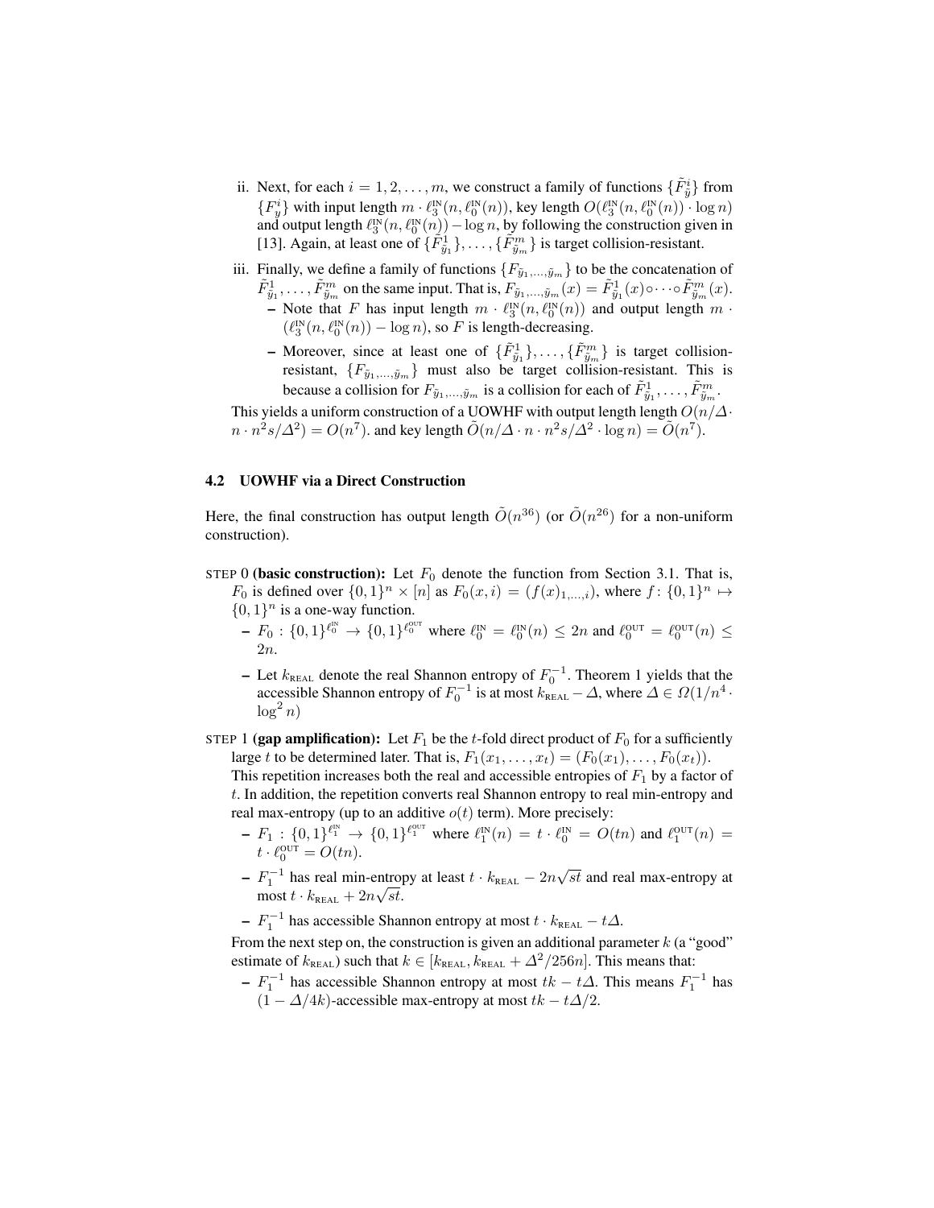ii. Next, for each $i = 1, 2, \ldots, m$, we construct a family of functions $\{\tilde{F}^i_{\tilde{y}}\}$ from $\{F^i_y\}$ with input length $m \cdot \ell^{\text{IN}}_3(n, \ell^{\text{IN}}_0(n))$, key length $O(\ell^{\text{IN}}_3(n, \ell^{\text{IN}}_0(n)) \cdot \log n)$ and output length $\ell^{\text{IN}}_3(n, \ell^{\text{IN}}_0(n)) - \log n$, by following the construction given in [13]. Again, at least one of $\{\tilde{F}^1_{\tilde{y}_1}\}, \ldots, \{\tilde{F}^m_{\tilde{y}_m}\}$ is target collision-resistant.

iii. Finally, we define a family of functions $\{F_{\tilde{y}_1,\ldots,\tilde{y}_m}\}$ to be the concatenation of $\tilde{F}^1_{\tilde{y}_1}, \ldots, \tilde{F}^m_{\tilde{y}_m}$ on the same input. That is, $F_{\tilde{y}_1,\ldots,\tilde{y}_m}(x) = \tilde{F}^1_{\tilde{y}_1}(x) \circ \cdots \circ \tilde{F}^m_{\tilde{y}_m}(x)$.
   - Note that $F$ has input length $m \cdot \ell^{\text{IN}}_3(n, \ell^{\text{IN}}_0(n))$ and output length $m \cdot (\ell^{\text{IN}}_3(n, \ell^{\text{IN}}_0(n)) - \log n)$, so $F$ is length-decreasing.
   - Moreover, since at least one of $\{\tilde{F}^1_{\tilde{y}_1}\}, \ldots, \{\tilde{F}^m_{\tilde{y}_m}\}$ is target collision-resistant, $\{F_{\tilde{y}_1,\ldots,\tilde{y}_m}\}$ must also be target collision-resistant. This is because a collision for $F_{\tilde{y}_1,\ldots,\tilde{y}_m}$ is a collision for each of $\tilde{F}^1_{\tilde{y}_1}, \ldots, \tilde{F}^m_{\tilde{y}_m}$.

This yields a uniform construction of a UOWHF with output length length $O(n/\Delta \cdot n \cdot n^2 s/\Delta^2) = O(n^7)$. and key length $\tilde{O}(n/\Delta \cdot n \cdot n^2 s/\Delta^2 \cdot \log n) = \tilde{O}(n^7)$.

### 4.2 UOWHF via a Direct Construction

Here, the final construction has output length $\tilde{O}(n^{36})$ (or $\tilde{O}(n^{26})$ for a non-uniform construction).

STEP 0 **(basic construction):** Let $F_0$ denote the function from Section 3.1. That is, $F_0$ is defined over $\{0,1\}^n \times [n]$ as $F_0(x, i) = (f(x)_{1,\ldots,i})$, where $f \colon \{0,1\}^n \mapsto \{0,1\}^n$ is a one-way function.
   - $F_0 : \{0,1\}^{\ell^{\text{IN}}_0} \to \{0,1\}^{\ell^{\text{OUT}}_0}$ where $\ell^{\text{IN}}_0 = \ell^{\text{IN}}_0(n) \leq 2n$ and $\ell^{\text{OUT}}_0 = \ell^{\text{OUT}}_0(n) \leq 2n$.
   - Let $k_{\text{REAL}}$ denote the real Shannon entropy of $F_0^{-1}$. Theorem 1 yields that the accessible Shannon entropy of $F_0^{-1}$ is at most $k_{\text{REAL}} - \Delta$, where $\Delta \in \Omega(1/n^4 \cdot \log^2 n)$

STEP 1 **(gap amplification):** Let $F_1$ be the $t$-fold direct product of $F_0$ for a sufficiently large $t$ to be determined later. That is, $F_1(x_1, \ldots, x_t) = (F_0(x_1), \ldots, F_0(x_t))$.
This repetition increases both the real and accessible entropies of $F_1$ by a factor of $t$. In addition, the repetition converts real Shannon entropy to real min-entropy and real max-entropy (up to an additive $o(t)$ term). More precisely:
   - $F_1 : \{0,1\}^{\ell^{\text{IN}}_1} \to \{0,1\}^{\ell^{\text{OUT}}_1}$ where $\ell^{\text{IN}}_1(n) = t \cdot \ell^{\text{IN}}_0 = O(tn)$ and $\ell^{\text{OUT}}_1(n) = t \cdot \ell^{\text{OUT}}_0 = O(tn)$.
   - $F_1^{-1}$ has real min-entropy at least $t \cdot k_{\text{REAL}} - 2n\sqrt{st}$ and real max-entropy at most $t \cdot k_{\text{REAL}} + 2n\sqrt{st}$.
   - $F_1^{-1}$ has accessible Shannon entropy at most $t \cdot k_{\text{REAL}} - t\Delta$.

From the next step on, the construction is given an additional parameter $k$ (a "good" estimate of $k_{\text{REAL}}$) such that $k \in [k_{\text{REAL}}, k_{\text{REAL}} + \Delta^2/256n]$. This means that:
   - $F_1^{-1}$ has accessible Shannon entropy at most $tk - t\Delta$. This means $F_1^{-1}$ has $(1 - \Delta/4k)$-accessible max-entropy at most $tk - t\Delta/2$.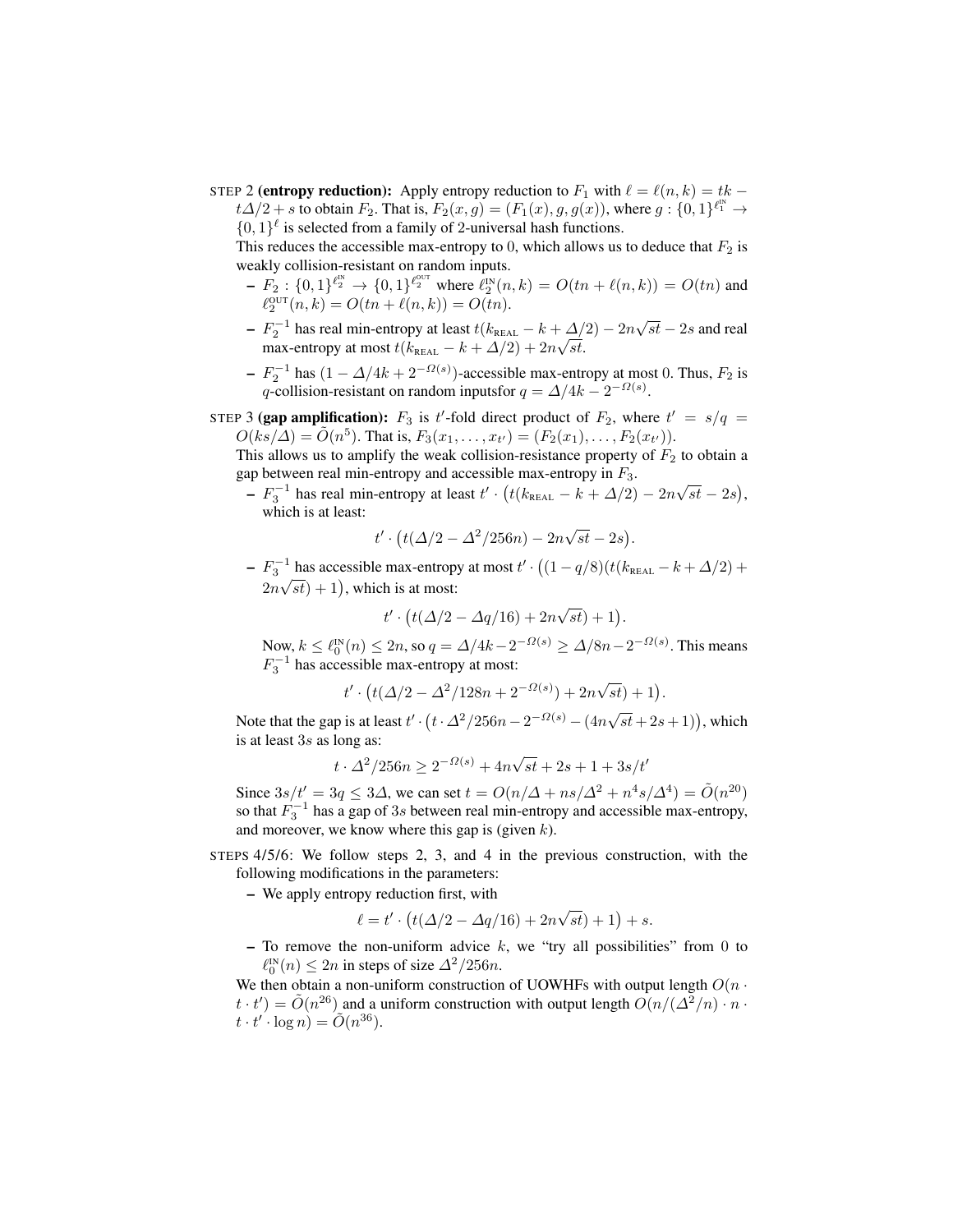STEP 2 **(entropy reduction):** Apply entropy reduction to $F_1$ with $\ell = \ell(n,k) = tk - t\Delta/2 + s$ to obtain $F_2$. That is, $F_2(x, g) = (F_1(x), g, g(x))$, where $g : \{0,1\}^{\ell_1^{\text{IN}}} \to \{0,1\}^\ell$ is selected from a family of 2-universal hash functions.

This reduces the accessible max-entropy to 0, which allows us to deduce that $F_2$ is weakly collision-resistant on random inputs.

- $F_2 : \{0,1\}^{\ell_2^{\text{IN}}} \to \{0,1\}^{\ell_2^{\text{OUT}}}$ where $\ell_2^{\text{IN}}(n,k) = O(tn + \ell(n,k)) = O(tn)$ and $\ell_2^{\text{OUT}}(n,k) = O(tn + \ell(n,k)) = O(tn)$.
- $F_2^{-1}$ has real min-entropy at least $t(k_{\text{REAL}} - k + \Delta/2) - 2n\sqrt{st} - 2s$ and real max-entropy at most $t(k_{\text{REAL}} - k + \Delta/2) + 2n\sqrt{st}$.
- $F_2^{-1}$ has $(1 - \Delta/4k + 2^{-\Omega(s)})$-accessible max-entropy at most 0. Thus, $F_2$ is $q$-collision-resistant on random inputsfor $q = \Delta/4k - 2^{-\Omega(s)}$.

STEP 3 **(gap amplification):** $F_3$ is $t'$-fold direct product of $F_2$, where $t' = s/q = O(ks/\Delta) = \tilde{O}(n^5)$. That is, $F_3(x_1, \ldots, x_{t'}) = (F_2(x_1), \ldots, F_2(x_{t'}))$.

This allows us to amplify the weak collision-resistance property of $F_2$ to obtain a gap between real min-entropy and accessible max-entropy in $F_3$.

- $F_3^{-1}$ has real min-entropy at least $t' \cdot \big(t(k_{\text{REAL}} - k + \Delta/2) - 2n\sqrt{st} - 2s\big)$, which is at least:
$$t' \cdot \big(t(\Delta/2 - \Delta^2/256n) - 2n\sqrt{st} - 2s\big).$$
- $F_3^{-1}$ has accessible max-entropy at most $t' \cdot \big((1 - q/8)(t(k_{\text{REAL}} - k + \Delta/2) + 2n\sqrt{st}) + 1\big)$, which is at most:
$$t' \cdot \big(t(\Delta/2 - \Delta q/16) + 2n\sqrt{st}) + 1\big).$$

Now, $k \le \ell_0^{\text{IN}}(n) \le 2n$, so $q = \Delta/4k - 2^{-\Omega(s)} \ge \Delta/8n - 2^{-\Omega(s)}$. This means $F_3^{-1}$ has accessible max-entropy at most:
$$t' \cdot \big(t(\Delta/2 - \Delta^2/128n + 2^{-\Omega(s)}) + 2n\sqrt{st}) + 1\big).$$

Note that the gap is at least $t' \cdot \big(t \cdot \Delta^2/256n - 2^{-\Omega(s)} - (4n\sqrt{st} + 2s + 1)\big)$, which is at least $3s$ as long as:
$$t \cdot \Delta^2/256n \ge 2^{-\Omega(s)} + 4n\sqrt{st} + 2s + 1 + 3s/t'$$

Since $3s/t' = 3q \le 3\Delta$, we can set $t = O(n/\Delta + ns/\Delta^2 + n^4 s/\Delta^4) = \tilde{O}(n^{20})$ so that $F_3^{-1}$ has a gap of $3s$ between real min-entropy and accessible max-entropy, and moreover, we know where this gap is (given $k$).

STEPS 4/5/6: We follow steps 2, 3, and 4 in the previous construction, with the following modifications in the parameters:

- We apply entropy reduction first, with
$$\ell = t' \cdot \big(t(\Delta/2 - \Delta q/16) + 2n\sqrt{st}) + 1\big) + s.$$
- To remove the non-uniform advice $k$, we "try all possibilities" from 0 to $\ell_0^{\text{IN}}(n) \le 2n$ in steps of size $\Delta^2/256n$.

We then obtain a non-uniform construction of UOWHFs with output length $O(n \cdot t \cdot t') = \tilde{O}(n^{26})$ and a uniform construction with output length $O(n/(\Delta^2/n) \cdot n \cdot t \cdot t' \cdot \log n) = \tilde{O}(n^{36})$.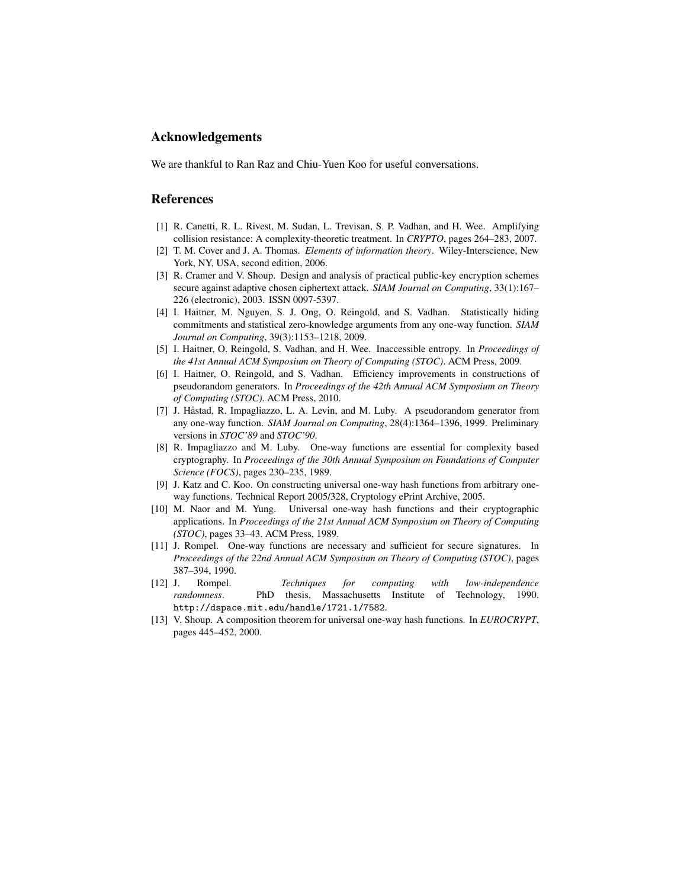## Acknowledgements

We are thankful to Ran Raz and Chiu-Yuen Koo for useful conversations.

## References

[1] R. Canetti, R. L. Rivest, M. Sudan, L. Trevisan, S. P. Vadhan, and H. Wee. Amplifying collision resistance: A complexity-theoretic treatment. In *CRYPTO*, pages 264–283, 2007.

[2] T. M. Cover and J. A. Thomas. *Elements of information theory*. Wiley-Interscience, New York, NY, USA, second edition, 2006.

[3] R. Cramer and V. Shoup. Design and analysis of practical public-key encryption schemes secure against adaptive chosen ciphertext attack. *SIAM Journal on Computing*, 33(1):167–226 (electronic), 2003. ISSN 0097-5397.

[4] I. Haitner, M. Nguyen, S. J. Ong, O. Reingold, and S. Vadhan. Statistically hiding commitments and statistical zero-knowledge arguments from any one-way function. *SIAM Journal on Computing*, 39(3):1153–1218, 2009.

[5] I. Haitner, O. Reingold, S. Vadhan, and H. Wee. Inaccessible entropy. In *Proceedings of the 41st Annual ACM Symposium on Theory of Computing (STOC)*. ACM Press, 2009.

[6] I. Haitner, O. Reingold, and S. Vadhan. Efficiency improvements in constructions of pseudorandom generators. In *Proceedings of the 42th Annual ACM Symposium on Theory of Computing (STOC)*. ACM Press, 2010.

[7] J. Håstad, R. Impagliazzo, L. A. Levin, and M. Luby. A pseudorandom generator from any one-way function. *SIAM Journal on Computing*, 28(4):1364–1396, 1999. Preliminary versions in *STOC'89* and *STOC'90*.

[8] R. Impagliazzo and M. Luby. One-way functions are essential for complexity based cryptography. In *Proceedings of the 30th Annual Symposium on Foundations of Computer Science (FOCS)*, pages 230–235, 1989.

[9] J. Katz and C. Koo. On constructing universal one-way hash functions from arbitrary one-way functions. Technical Report 2005/328, Cryptology ePrint Archive, 2005.

[10] M. Naor and M. Yung. Universal one-way hash functions and their cryptographic applications. In *Proceedings of the 21st Annual ACM Symposium on Theory of Computing (STOC)*, pages 33–43. ACM Press, 1989.

[11] J. Rompel. One-way functions are necessary and sufficient for secure signatures. In *Proceedings of the 22nd Annual ACM Symposium on Theory of Computing (STOC)*, pages 387–394, 1990.

[12] J. Rompel. *Techniques for computing with low-independence randomness*. PhD thesis, Massachusetts Institute of Technology, 1990. `http://dspace.mit.edu/handle/1721.1/7582`.

[13] V. Shoup. A composition theorem for universal one-way hash functions. In *EUROCRYPT*, pages 445–452, 2000.